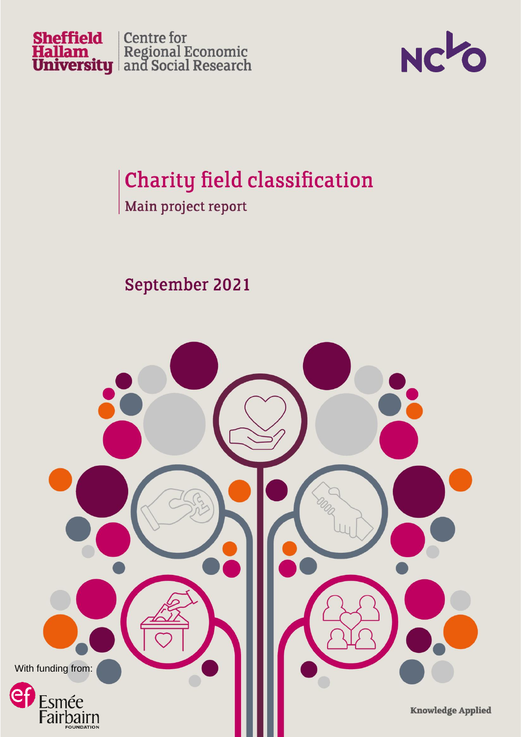Sheffield Hallam University | Centre for Regional Economic and Social Research

NCVO

# Charity field classification

## Main project report

September 2021

With funding from:

Esmée Fairbairn Foundation

Knowledge Applied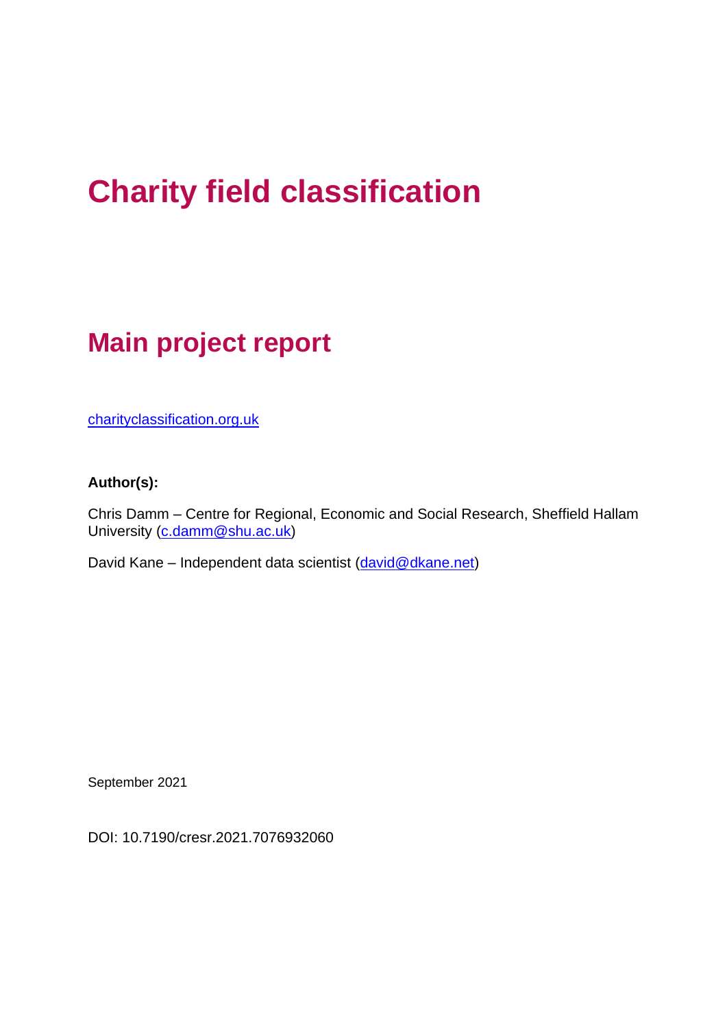# Charity field classification

## Main project report

[charityclassification.org.uk](charityclassification.org.uk)

**Author(s):**

Chris Damm – Centre for Regional, Economic and Social Research, Sheffield Hallam University ([c.damm@shu.ac.uk](mailto:c.damm@shu.ac.uk))

David Kane – Independent data scientist ([david@dkane.net](mailto:david@dkane.net))

September 2021

DOI: 10.7190/cresr.2021.7076932060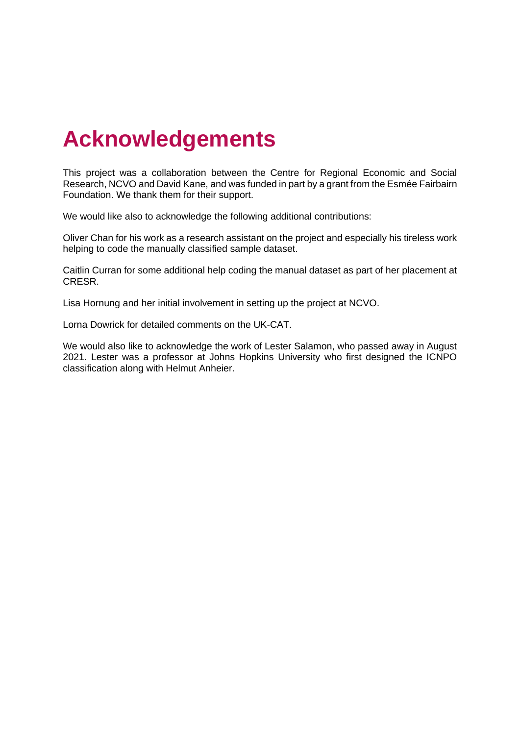# Acknowledgements

This project was a collaboration between the Centre for Regional Economic and Social Research, NCVO and David Kane, and was funded in part by a grant from the Esmée Fairbairn Foundation. We thank them for their support.

We would like also to acknowledge the following additional contributions:

Oliver Chan for his work as a research assistant on the project and especially his tireless work helping to code the manually classified sample dataset.

Caitlin Curran for some additional help coding the manual dataset as part of her placement at CRESR.

Lisa Hornung and her initial involvement in setting up the project at NCVO.

Lorna Dowrick for detailed comments on the UK-CAT.

We would also like to acknowledge the work of Lester Salamon, who passed away in August 2021. Lester was a professor at Johns Hopkins University who first designed the ICNPO classification along with Helmut Anheier.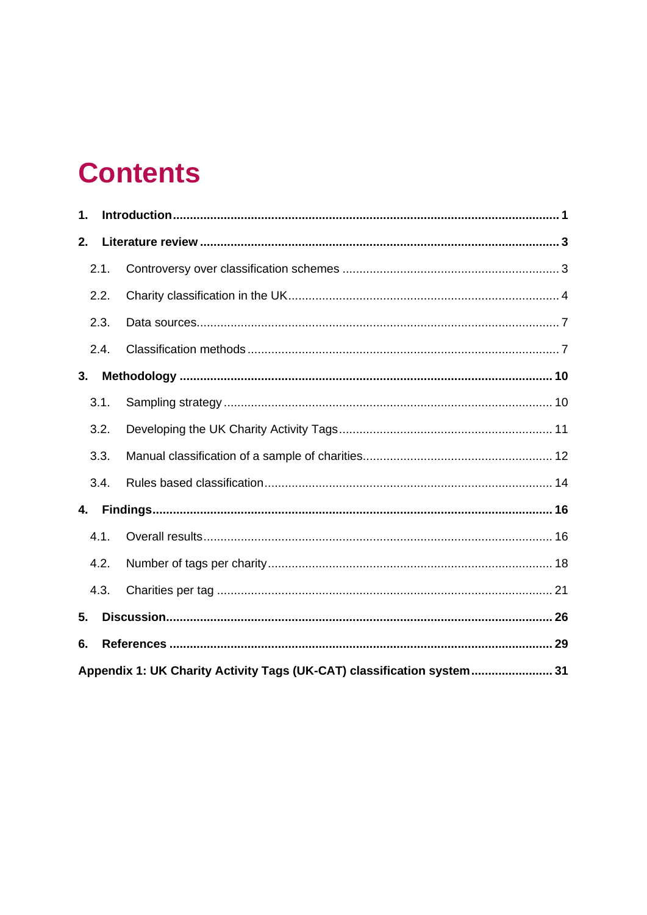# Contents

**1. Introduction** .......... **1**

**2. Literature review** .......... **3**

- 2.1. Controversy over classification schemes .......... 3
- 2.2. Charity classification in the UK .......... 4
- 2.3. Data sources .......... 7
- 2.4. Classification methods .......... 7

**3. Methodology** .......... **10**

- 3.1. Sampling strategy .......... 10
- 3.2. Developing the UK Charity Activity Tags .......... 11
- 3.3. Manual classification of a sample of charities .......... 12
- 3.4. Rules based classification .......... 14

**4. Findings** .......... **16**

- 4.1. Overall results .......... 16
- 4.2. Number of tags per charity .......... 18
- 4.3. Charities per tag .......... 21

**5. Discussion** .......... **26**

**6. References** .......... **29**

**Appendix 1: UK Charity Activity Tags (UK-CAT) classification system** .......... **31**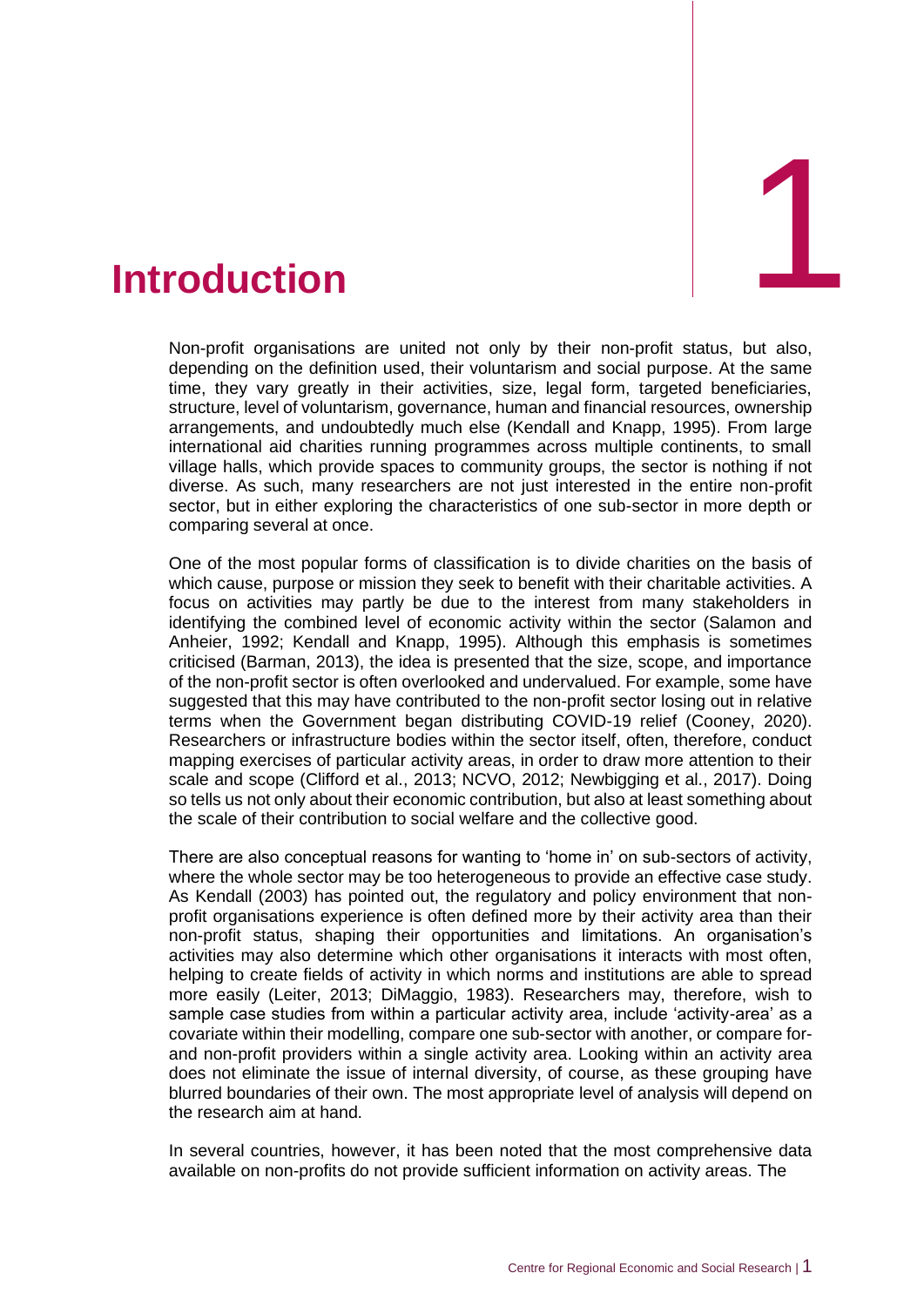# 1 Introduction

Non-profit organisations are united not only by their non-profit status, but also, depending on the definition used, their voluntarism and social purpose. At the same time, they vary greatly in their activities, size, legal form, targeted beneficiaries, structure, level of voluntarism, governance, human and financial resources, ownership arrangements, and undoubtedly much else (Kendall and Knapp, 1995). From large international aid charities running programmes across multiple continents, to small village halls, which provide spaces to community groups, the sector is nothing if not diverse. As such, many researchers are not just interested in the entire non-profit sector, but in either exploring the characteristics of one sub-sector in more depth or comparing several at once.

One of the most popular forms of classification is to divide charities on the basis of which cause, purpose or mission they seek to benefit with their charitable activities. A focus on activities may partly be due to the interest from many stakeholders in identifying the combined level of economic activity within the sector (Salamon and Anheier, 1992; Kendall and Knapp, 1995). Although this emphasis is sometimes criticised (Barman, 2013), the idea is presented that the size, scope, and importance of the non-profit sector is often overlooked and undervalued. For example, some have suggested that this may have contributed to the non-profit sector losing out in relative terms when the Government began distributing COVID-19 relief (Cooney, 2020). Researchers or infrastructure bodies within the sector itself, often, therefore, conduct mapping exercises of particular activity areas, in order to draw more attention to their scale and scope (Clifford et al., 2013; NCVO, 2012; Newbigging et al., 2017). Doing so tells us not only about their economic contribution, but also at least something about the scale of their contribution to social welfare and the collective good.

There are also conceptual reasons for wanting to 'home in' on sub-sectors of activity, where the whole sector may be too heterogeneous to provide an effective case study. As Kendall (2003) has pointed out, the regulatory and policy environment that non-profit organisations experience is often defined more by their activity area than their non-profit status, shaping their opportunities and limitations. An organisation's activities may also determine which other organisations it interacts with most often, helping to create fields of activity in which norms and institutions are able to spread more easily (Leiter, 2013; DiMaggio, 1983). Researchers may, therefore, wish to sample case studies from within a particular activity area, include 'activity-area' as a covariate within their modelling, compare one sub-sector with another, or compare for- and non-profit providers within a single activity area. Looking within an activity area does not eliminate the issue of internal diversity, of course, as these grouping have blurred boundaries of their own. The most appropriate level of analysis will depend on the research aim at hand.

In several countries, however, it has been noted that the most comprehensive data available on non-profits do not provide sufficient information on activity areas. The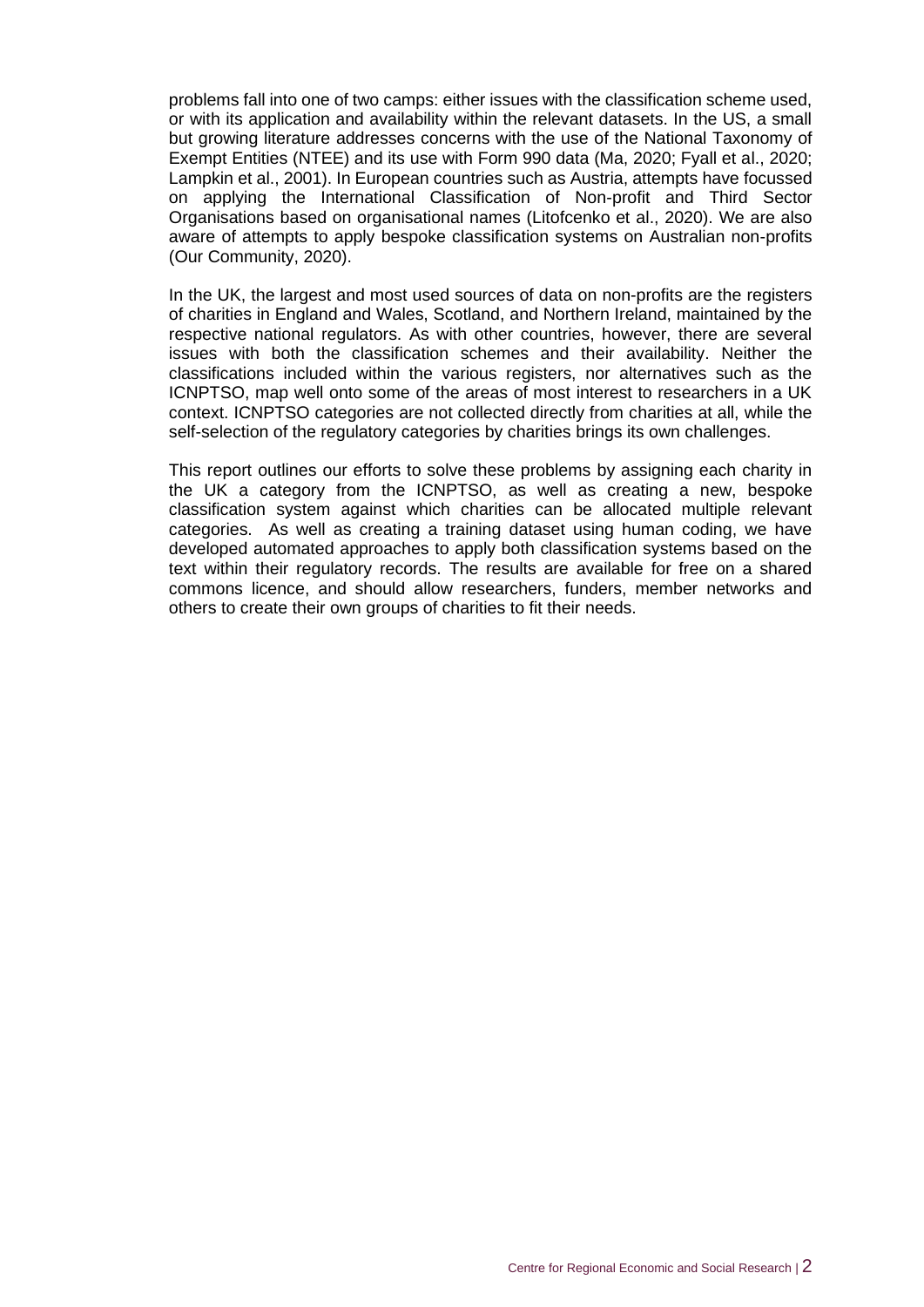problems fall into one of two camps: either issues with the classification scheme used, or with its application and availability within the relevant datasets. In the US, a small but growing literature addresses concerns with the use of the National Taxonomy of Exempt Entities (NTEE) and its use with Form 990 data (Ma, 2020; Fyall et al., 2020; Lampkin et al., 2001). In European countries such as Austria, attempts have focussed on applying the International Classification of Non-profit and Third Sector Organisations based on organisational names (Litofcenko et al., 2020). We are also aware of attempts to apply bespoke classification systems on Australian non-profits (Our Community, 2020).

In the UK, the largest and most used sources of data on non-profits are the registers of charities in England and Wales, Scotland, and Northern Ireland, maintained by the respective national regulators. As with other countries, however, there are several issues with both the classification schemes and their availability. Neither the classifications included within the various registers, nor alternatives such as the ICNPTSO, map well onto some of the areas of most interest to researchers in a UK context. ICNPTSO categories are not collected directly from charities at all, while the self-selection of the regulatory categories by charities brings its own challenges.

This report outlines our efforts to solve these problems by assigning each charity in the UK a category from the ICNPTSO, as well as creating a new, bespoke classification system against which charities can be allocated multiple relevant categories. As well as creating a training dataset using human coding, we have developed automated approaches to apply both classification systems based on the text within their regulatory records. The results are available for free on a shared commons licence, and should allow researchers, funders, member networks and others to create their own groups of charities to fit their needs.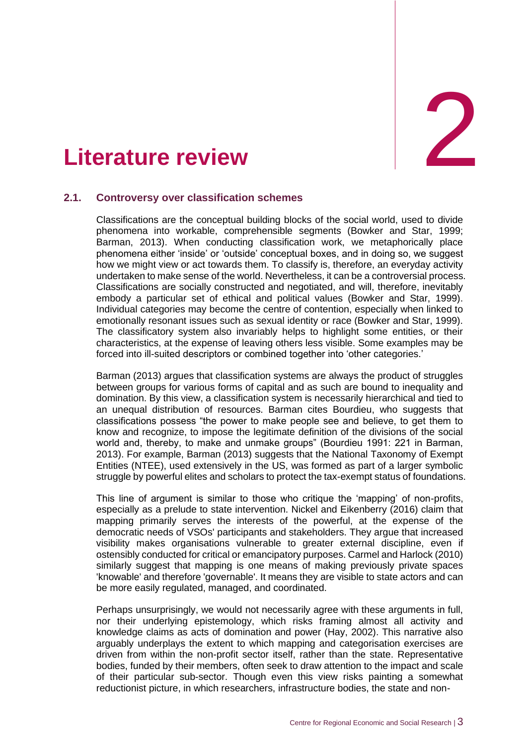# 2 Literature review

## 2.1. Controversy over classification schemes

Classifications are the conceptual building blocks of the social world, used to divide phenomena into workable, comprehensible segments (Bowker and Star, 1999; Barman, 2013). When conducting classification work, we metaphorically place phenomena either 'inside' or 'outside' conceptual boxes, and in doing so, we suggest how we might view or act towards them. To classify is, therefore, an everyday activity undertaken to make sense of the world. Nevertheless, it can be a controversial process. Classifications are socially constructed and negotiated, and will, therefore, inevitably embody a particular set of ethical and political values (Bowker and Star, 1999). Individual categories may become the centre of contention, especially when linked to emotionally resonant issues such as sexual identity or race (Bowker and Star, 1999). The classificatory system also invariably helps to highlight some entities, or their characteristics, at the expense of leaving others less visible. Some examples may be forced into ill-suited descriptors or combined together into 'other categories.'

Barman (2013) argues that classification systems are always the product of struggles between groups for various forms of capital and as such are bound to inequality and domination. By this view, a classification system is necessarily hierarchical and tied to an unequal distribution of resources. Barman cites Bourdieu, who suggests that classifications possess "the power to make people see and believe, to get them to know and recognize, to impose the legitimate definition of the divisions of the social world and, thereby, to make and unmake groups" (Bourdieu 1991: 221 in Barman, 2013). For example, Barman (2013) suggests that the National Taxonomy of Exempt Entities (NTEE), used extensively in the US, was formed as part of a larger symbolic struggle by powerful elites and scholars to protect the tax-exempt status of foundations.

This line of argument is similar to those who critique the 'mapping' of non-profits, especially as a prelude to state intervention. Nickel and Eikenberry (2016) claim that mapping primarily serves the interests of the powerful, at the expense of the democratic needs of VSOs' participants and stakeholders. They argue that increased visibility makes organisations vulnerable to greater external discipline, even if ostensibly conducted for critical or emancipatory purposes. Carmel and Harlock (2010) similarly suggest that mapping is one means of making previously private spaces 'knowable' and therefore 'governable'. It means they are visible to state actors and can be more easily regulated, managed, and coordinated.

Perhaps unsurprisingly, we would not necessarily agree with these arguments in full, nor their underlying epistemology, which risks framing almost all activity and knowledge claims as acts of domination and power (Hay, 2002). This narrative also arguably underplays the extent to which mapping and categorisation exercises are driven from within the non-profit sector itself, rather than the state. Representative bodies, funded by their members, often seek to draw attention to the impact and scale of their particular sub-sector. Though even this view risks painting a somewhat reductionist picture, in which researchers, infrastructure bodies, the state and non-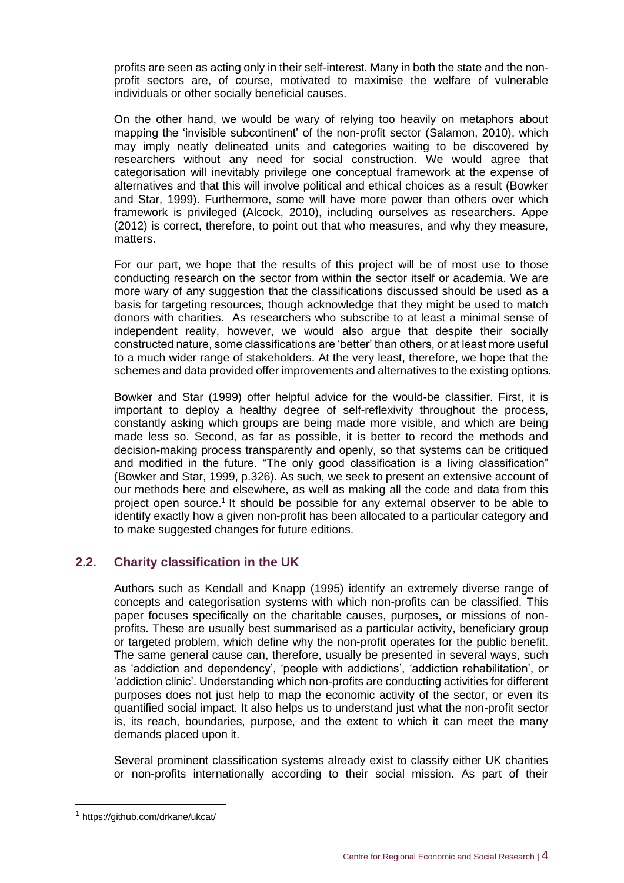profits are seen as acting only in their self-interest. Many in both the state and the non-profit sectors are, of course, motivated to maximise the welfare of vulnerable individuals or other socially beneficial causes.

On the other hand, we would be wary of relying too heavily on metaphors about mapping the 'invisible subcontinent' of the non-profit sector (Salamon, 2010), which may imply neatly delineated units and categories waiting to be discovered by researchers without any need for social construction. We would agree that categorisation will inevitably privilege one conceptual framework at the expense of alternatives and that this will involve political and ethical choices as a result (Bowker and Star, 1999). Furthermore, some will have more power than others over which framework is privileged (Alcock, 2010), including ourselves as researchers. Appe (2012) is correct, therefore, to point out that who measures, and why they measure, matters.

For our part, we hope that the results of this project will be of most use to those conducting research on the sector from within the sector itself or academia. We are more wary of any suggestion that the classifications discussed should be used as a basis for targeting resources, though acknowledge that they might be used to match donors with charities. As researchers who subscribe to at least a minimal sense of independent reality, however, we would also argue that despite their socially constructed nature, some classifications are 'better' than others, or at least more useful to a much wider range of stakeholders. At the very least, therefore, we hope that the schemes and data provided offer improvements and alternatives to the existing options.

Bowker and Star (1999) offer helpful advice for the would-be classifier. First, it is important to deploy a healthy degree of self-reflexivity throughout the process, constantly asking which groups are being made more visible, and which are being made less so. Second, as far as possible, it is better to record the methods and decision-making process transparently and openly, so that systems can be critiqued and modified in the future. "The only good classification is a living classification" (Bowker and Star, 1999, p.326). As such, we seek to present an extensive account of our methods here and elsewhere, as well as making all the code and data from this project open source.[1] It should be possible for any external observer to be able to identify exactly how a given non-profit has been allocated to a particular category and to make suggested changes for future editions.

## 2.2. Charity classification in the UK

Authors such as Kendall and Knapp (1995) identify an extremely diverse range of concepts and categorisation systems with which non-profits can be classified. This paper focuses specifically on the charitable causes, purposes, or missions of non-profits. These are usually best summarised as a particular activity, beneficiary group or targeted problem, which define why the non-profit operates for the public benefit. The same general cause can, therefore, usually be presented in several ways, such as 'addiction and dependency', 'people with addictions', 'addiction rehabilitation', or 'addiction clinic'. Understanding which non-profits are conducting activities for different purposes does not just help to map the economic activity of the sector, or even its quantified social impact. It also helps us to understand just what the non-profit sector is, its reach, boundaries, purpose, and the extent to which it can meet the many demands placed upon it.

Several prominent classification systems already exist to classify either UK charities or non-profits internationally according to their social mission. As part of their

[1] https://github.com/drkane/ukcat/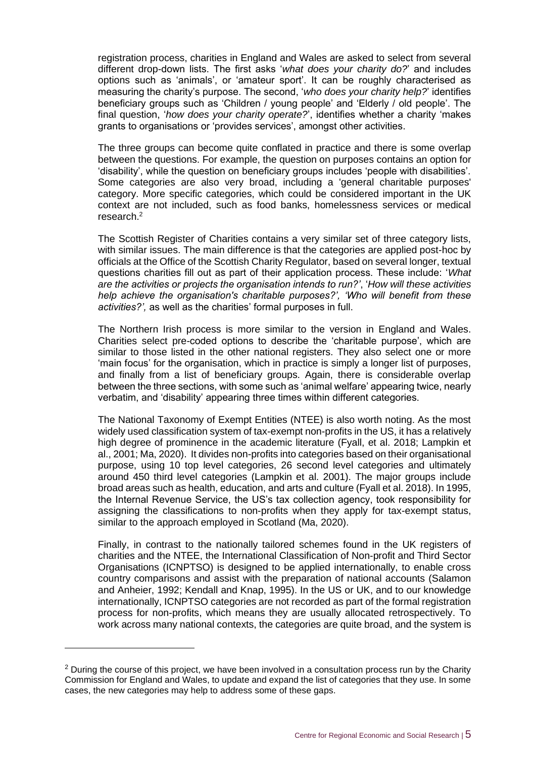registration process, charities in England and Wales are asked to select from several different drop-down lists. The first asks '*what does your charity do?*' and includes options such as 'animals', or 'amateur sport'. It can be roughly characterised as measuring the charity's purpose. The second, '*who does your charity help?*' identifies beneficiary groups such as 'Children / young people' and 'Elderly / old people'. The final question, '*how does your charity operate?*', identifies whether a charity 'makes grants to organisations or 'provides services', amongst other activities.

The three groups can become quite conflated in practice and there is some overlap between the questions. For example, the question on purposes contains an option for 'disability', while the question on beneficiary groups includes 'people with disabilities'. Some categories are also very broad, including a 'general charitable purposes' category. More specific categories, which could be considered important in the UK context are not included, such as food banks, homelessness services or medical research.[2]

The Scottish Register of Charities contains a very similar set of three category lists, with similar issues. The main difference is that the categories are applied post-hoc by officials at the Office of the Scottish Charity Regulator, based on several longer, textual questions charities fill out as part of their application process. These include: '*What are the activities or projects the organisation intends to run?*', '*How will these activities help achieve the organisation's charitable purposes?', 'Who will benefit from these activities?',* as well as the charities' formal purposes in full.

The Northern Irish process is more similar to the version in England and Wales. Charities select pre-coded options to describe the 'charitable purpose', which are similar to those listed in the other national registers. They also select one or more 'main focus' for the organisation, which in practice is simply a longer list of purposes, and finally from a list of beneficiary groups. Again, there is considerable overlap between the three sections, with some such as 'animal welfare' appearing twice, nearly verbatim, and 'disability' appearing three times within different categories.

The National Taxonomy of Exempt Entities (NTEE) is also worth noting. As the most widely used classification system of tax-exempt non-profits in the US, it has a relatively high degree of prominence in the academic literature (Fyall, et al. 2018; Lampkin et al., 2001; Ma, 2020). It divides non-profits into categories based on their organisational purpose, using 10 top level categories, 26 second level categories and ultimately around 450 third level categories (Lampkin et al. 2001). The major groups include broad areas such as health, education, and arts and culture (Fyall et al. 2018). In 1995, the Internal Revenue Service, the US's tax collection agency, took responsibility for assigning the classifications to non-profits when they apply for tax-exempt status, similar to the approach employed in Scotland (Ma, 2020).

Finally, in contrast to the nationally tailored schemes found in the UK registers of charities and the NTEE, the International Classification of Non-profit and Third Sector Organisations (ICNPTSO) is designed to be applied internationally, to enable cross country comparisons and assist with the preparation of national accounts (Salamon and Anheier, 1992; Kendall and Knap, 1995). In the US or UK, and to our knowledge internationally, ICNPTSO categories are not recorded as part of the formal registration process for non-profits, which means they are usually allocated retrospectively. To work across many national contexts, the categories are quite broad, and the system is

[2] During the course of this project, we have been involved in a consultation process run by the Charity Commission for England and Wales, to update and expand the list of categories that they use. In some cases, the new categories may help to address some of these gaps.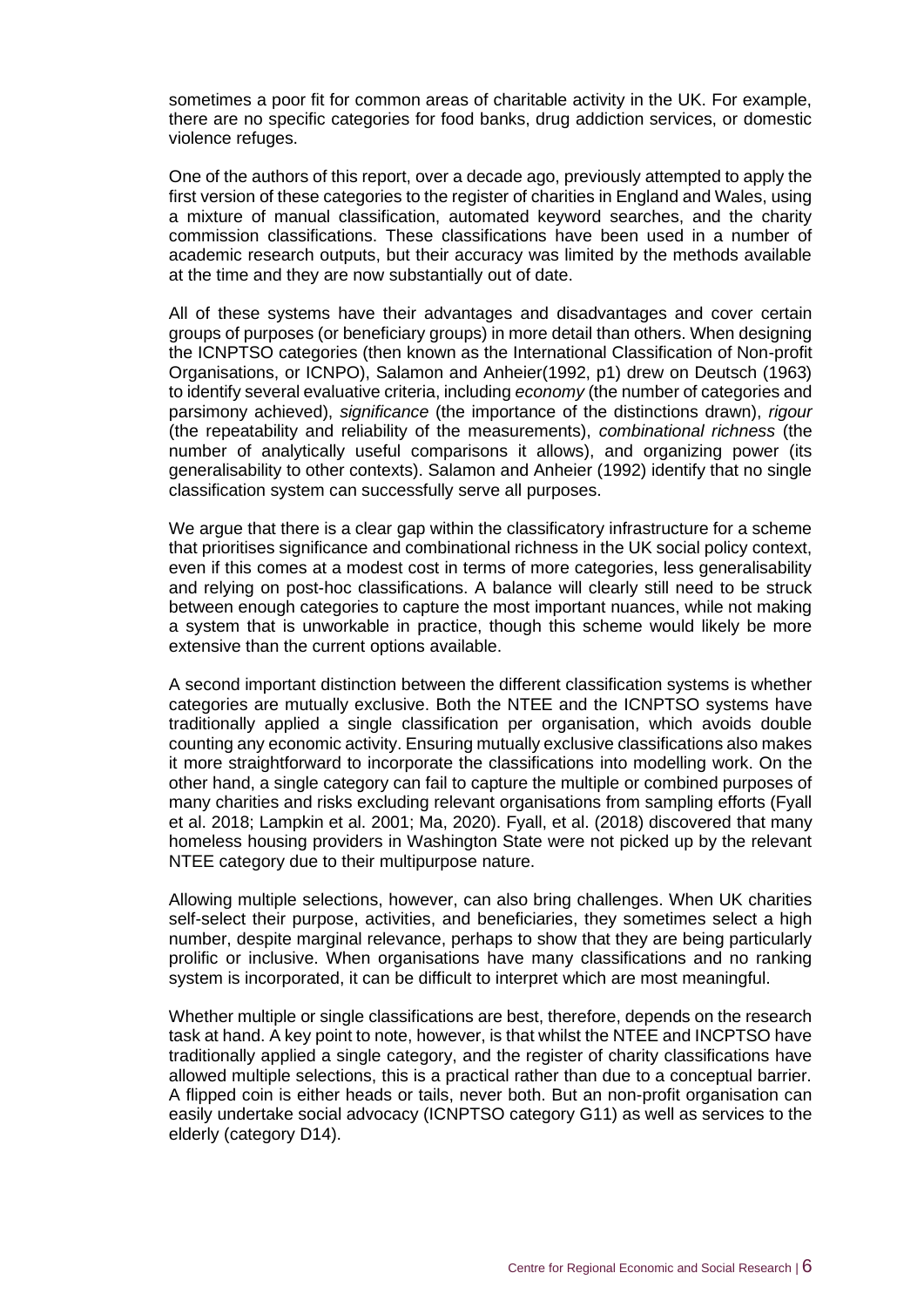sometimes a poor fit for common areas of charitable activity in the UK. For example, there are no specific categories for food banks, drug addiction services, or domestic violence refuges.

One of the authors of this report, over a decade ago, previously attempted to apply the first version of these categories to the register of charities in England and Wales, using a mixture of manual classification, automated keyword searches, and the charity commission classifications. These classifications have been used in a number of academic research outputs, but their accuracy was limited by the methods available at the time and they are now substantially out of date.

All of these systems have their advantages and disadvantages and cover certain groups of purposes (or beneficiary groups) in more detail than others. When designing the ICNPTSO categories (then known as the International Classification of Non-profit Organisations, or ICNPO), Salamon and Anheier(1992, p1) drew on Deutsch (1963) to identify several evaluative criteria, including *economy* (the number of categories and parsimony achieved), *significance* (the importance of the distinctions drawn), *rigour* (the repeatability and reliability of the measurements), *combinational richness* (the number of analytically useful comparisons it allows), and organizing power (its generalisability to other contexts). Salamon and Anheier (1992) identify that no single classification system can successfully serve all purposes.

We argue that there is a clear gap within the classificatory infrastructure for a scheme that prioritises significance and combinational richness in the UK social policy context, even if this comes at a modest cost in terms of more categories, less generalisability and relying on post-hoc classifications. A balance will clearly still need to be struck between enough categories to capture the most important nuances, while not making a system that is unworkable in practice, though this scheme would likely be more extensive than the current options available.

A second important distinction between the different classification systems is whether categories are mutually exclusive. Both the NTEE and the ICNPTSO systems have traditionally applied a single classification per organisation, which avoids double counting any economic activity. Ensuring mutually exclusive classifications also makes it more straightforward to incorporate the classifications into modelling work. On the other hand, a single category can fail to capture the multiple or combined purposes of many charities and risks excluding relevant organisations from sampling efforts (Fyall et al. 2018; Lampkin et al. 2001; Ma, 2020). Fyall, et al. (2018) discovered that many homeless housing providers in Washington State were not picked up by the relevant NTEE category due to their multipurpose nature.

Allowing multiple selections, however, can also bring challenges. When UK charities self-select their purpose, activities, and beneficiaries, they sometimes select a high number, despite marginal relevance, perhaps to show that they are being particularly prolific or inclusive. When organisations have many classifications and no ranking system is incorporated, it can be difficult to interpret which are most meaningful.

Whether multiple or single classifications are best, therefore, depends on the research task at hand. A key point to note, however, is that whilst the NTEE and INCPTSO have traditionally applied a single category, and the register of charity classifications have allowed multiple selections, this is a practical rather than due to a conceptual barrier. A flipped coin is either heads or tails, never both. But an non-profit organisation can easily undertake social advocacy (ICNPTSO category G11) as well as services to the elderly (category D14).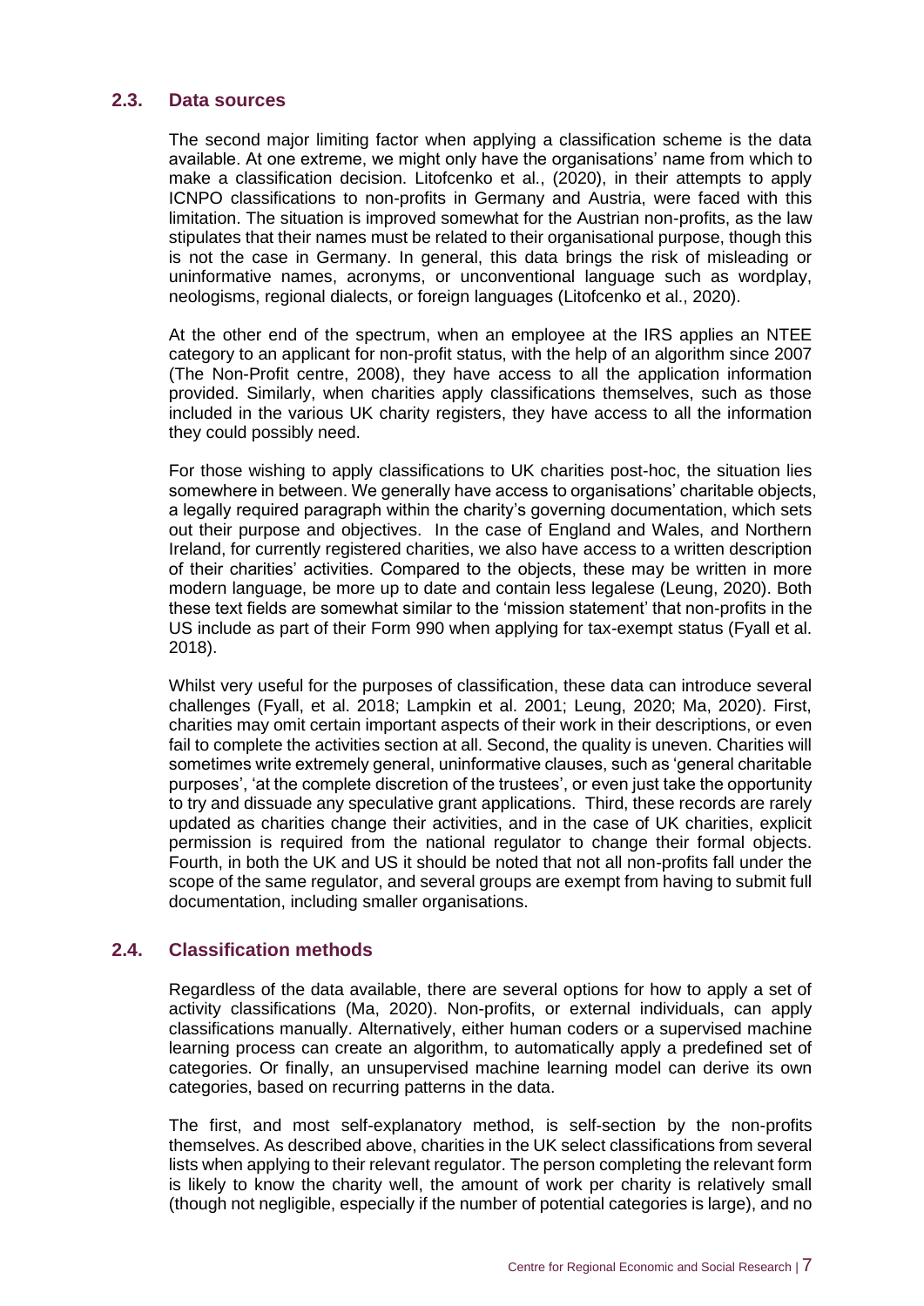## 2.3. Data sources

The second major limiting factor when applying a classification scheme is the data available. At one extreme, we might only have the organisations' name from which to make a classification decision. Litofcenko et al., (2020), in their attempts to apply ICNPO classifications to non-profits in Germany and Austria, were faced with this limitation. The situation is improved somewhat for the Austrian non-profits, as the law stipulates that their names must be related to their organisational purpose, though this is not the case in Germany. In general, this data brings the risk of misleading or uninformative names, acronyms, or unconventional language such as wordplay, neologisms, regional dialects, or foreign languages (Litofcenko et al., 2020).

At the other end of the spectrum, when an employee at the IRS applies an NTEE category to an applicant for non-profit status, with the help of an algorithm since 2007 (The Non-Profit centre, 2008), they have access to all the application information provided. Similarly, when charities apply classifications themselves, such as those included in the various UK charity registers, they have access to all the information they could possibly need.

For those wishing to apply classifications to UK charities post-hoc, the situation lies somewhere in between. We generally have access to organisations' charitable objects, a legally required paragraph within the charity's governing documentation, which sets out their purpose and objectives. In the case of England and Wales, and Northern Ireland, for currently registered charities, we also have access to a written description of their charities' activities. Compared to the objects, these may be written in more modern language, be more up to date and contain less legalese (Leung, 2020). Both these text fields are somewhat similar to the 'mission statement' that non-profits in the US include as part of their Form 990 when applying for tax-exempt status (Fyall et al. 2018).

Whilst very useful for the purposes of classification, these data can introduce several challenges (Fyall, et al. 2018; Lampkin et al. 2001; Leung, 2020; Ma, 2020). First, charities may omit certain important aspects of their work in their descriptions, or even fail to complete the activities section at all. Second, the quality is uneven. Charities will sometimes write extremely general, uninformative clauses, such as 'general charitable purposes', 'at the complete discretion of the trustees', or even just take the opportunity to try and dissuade any speculative grant applications. Third, these records are rarely updated as charities change their activities, and in the case of UK charities, explicit permission is required from the national regulator to change their formal objects. Fourth, in both the UK and US it should be noted that not all non-profits fall under the scope of the same regulator, and several groups are exempt from having to submit full documentation, including smaller organisations.

## 2.4. Classification methods

Regardless of the data available, there are several options for how to apply a set of activity classifications (Ma, 2020). Non-profits, or external individuals, can apply classifications manually. Alternatively, either human coders or a supervised machine learning process can create an algorithm, to automatically apply a predefined set of categories. Or finally, an unsupervised machine learning model can derive its own categories, based on recurring patterns in the data.

The first, and most self-explanatory method, is self-section by the non-profits themselves. As described above, charities in the UK select classifications from several lists when applying to their relevant regulator. The person completing the relevant form is likely to know the charity well, the amount of work per charity is relatively small (though not negligible, especially if the number of potential categories is large), and no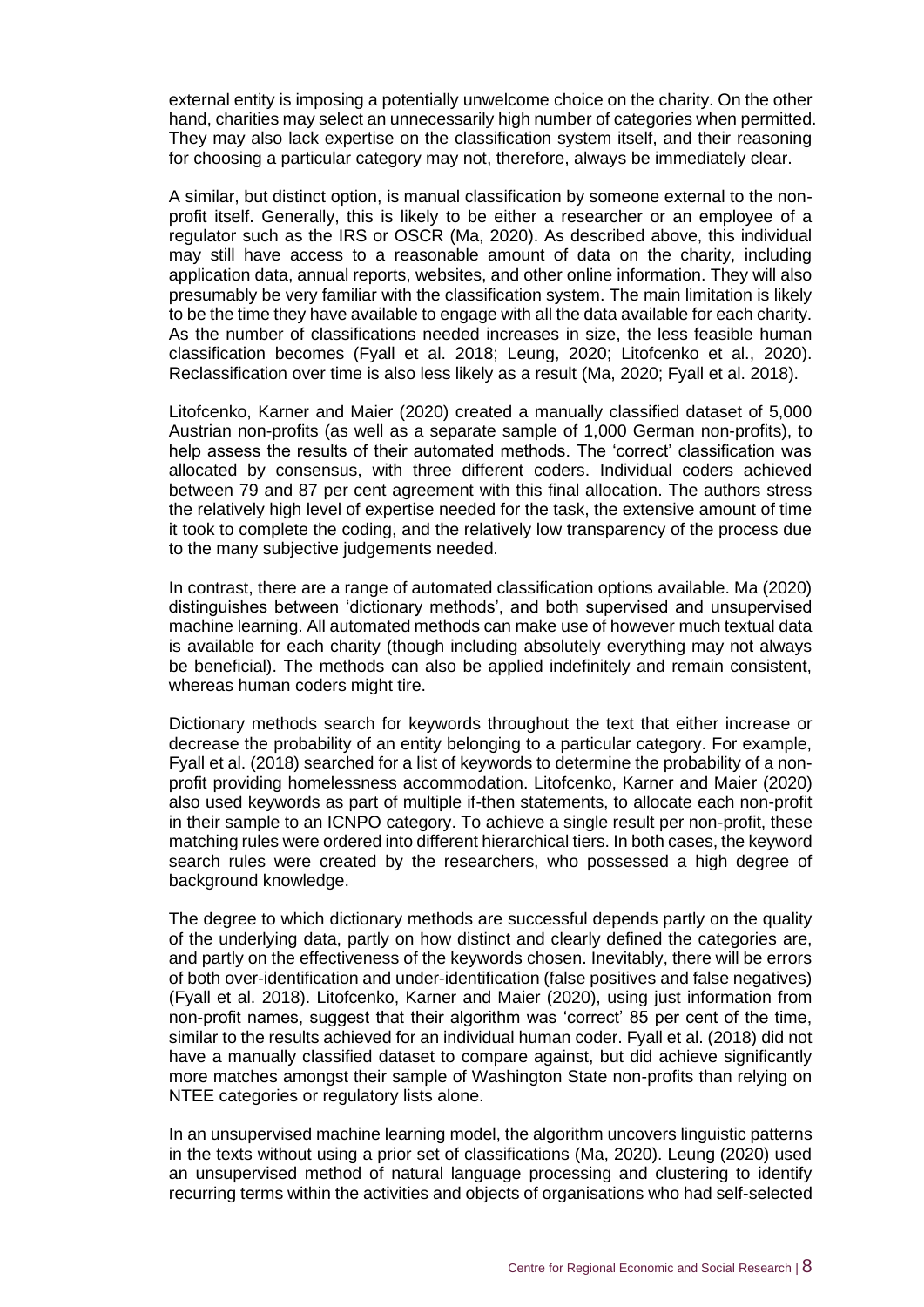external entity is imposing a potentially unwelcome choice on the charity. On the other hand, charities may select an unnecessarily high number of categories when permitted. They may also lack expertise on the classification system itself, and their reasoning for choosing a particular category may not, therefore, always be immediately clear.

A similar, but distinct option, is manual classification by someone external to the non-profit itself. Generally, this is likely to be either a researcher or an employee of a regulator such as the IRS or OSCR (Ma, 2020). As described above, this individual may still have access to a reasonable amount of data on the charity, including application data, annual reports, websites, and other online information. They will also presumably be very familiar with the classification system. The main limitation is likely to be the time they have available to engage with all the data available for each charity. As the number of classifications needed increases in size, the less feasible human classification becomes (Fyall et al. 2018; Leung, 2020; Litofcenko et al., 2020). Reclassification over time is also less likely as a result (Ma, 2020; Fyall et al. 2018).

Litofcenko, Karner and Maier (2020) created a manually classified dataset of 5,000 Austrian non-profits (as well as a separate sample of 1,000 German non-profits), to help assess the results of their automated methods. The 'correct' classification was allocated by consensus, with three different coders. Individual coders achieved between 79 and 87 per cent agreement with this final allocation. The authors stress the relatively high level of expertise needed for the task, the extensive amount of time it took to complete the coding, and the relatively low transparency of the process due to the many subjective judgements needed.

In contrast, there are a range of automated classification options available. Ma (2020) distinguishes between 'dictionary methods', and both supervised and unsupervised machine learning. All automated methods can make use of however much textual data is available for each charity (though including absolutely everything may not always be beneficial). The methods can also be applied indefinitely and remain consistent, whereas human coders might tire.

Dictionary methods search for keywords throughout the text that either increase or decrease the probability of an entity belonging to a particular category. For example, Fyall et al. (2018) searched for a list of keywords to determine the probability of a non-profit providing homelessness accommodation. Litofcenko, Karner and Maier (2020) also used keywords as part of multiple if-then statements, to allocate each non-profit in their sample to an ICNPO category. To achieve a single result per non-profit, these matching rules were ordered into different hierarchical tiers. In both cases, the keyword search rules were created by the researchers, who possessed a high degree of background knowledge.

The degree to which dictionary methods are successful depends partly on the quality of the underlying data, partly on how distinct and clearly defined the categories are, and partly on the effectiveness of the keywords chosen. Inevitably, there will be errors of both over-identification and under-identification (false positives and false negatives) (Fyall et al. 2018). Litofcenko, Karner and Maier (2020), using just information from non-profit names, suggest that their algorithm was 'correct' 85 per cent of the time, similar to the results achieved for an individual human coder. Fyall et al. (2018) did not have a manually classified dataset to compare against, but did achieve significantly more matches amongst their sample of Washington State non-profits than relying on NTEE categories or regulatory lists alone.

In an unsupervised machine learning model, the algorithm uncovers linguistic patterns in the texts without using a prior set of classifications (Ma, 2020). Leung (2020) used an unsupervised method of natural language processing and clustering to identify recurring terms within the activities and objects of organisations who had self-selected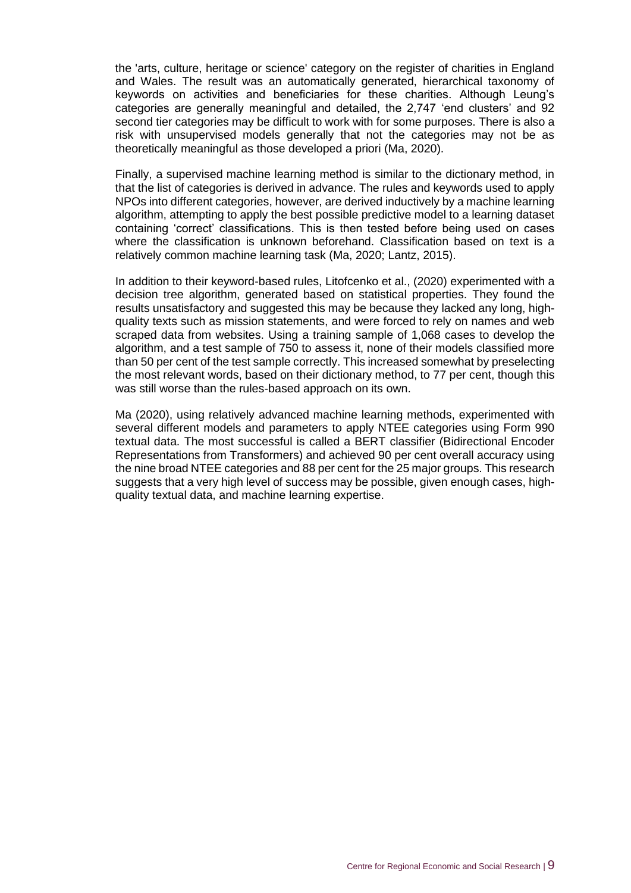the 'arts, culture, heritage or science' category on the register of charities in England and Wales. The result was an automatically generated, hierarchical taxonomy of keywords on activities and beneficiaries for these charities. Although Leung's categories are generally meaningful and detailed, the 2,747 'end clusters' and 92 second tier categories may be difficult to work with for some purposes. There is also a risk with unsupervised models generally that not the categories may not be as theoretically meaningful as those developed a priori (Ma, 2020).

Finally, a supervised machine learning method is similar to the dictionary method, in that the list of categories is derived in advance. The rules and keywords used to apply NPOs into different categories, however, are derived inductively by a machine learning algorithm, attempting to apply the best possible predictive model to a learning dataset containing 'correct' classifications. This is then tested before being used on cases where the classification is unknown beforehand. Classification based on text is a relatively common machine learning task (Ma, 2020; Lantz, 2015).

In addition to their keyword-based rules, Litofcenko et al., (2020) experimented with a decision tree algorithm, generated based on statistical properties. They found the results unsatisfactory and suggested this may be because they lacked any long, high-quality texts such as mission statements, and were forced to rely on names and web scraped data from websites. Using a training sample of 1,068 cases to develop the algorithm, and a test sample of 750 to assess it, none of their models classified more than 50 per cent of the test sample correctly. This increased somewhat by preselecting the most relevant words, based on their dictionary method, to 77 per cent, though this was still worse than the rules-based approach on its own.

Ma (2020), using relatively advanced machine learning methods, experimented with several different models and parameters to apply NTEE categories using Form 990 textual data. The most successful is called a BERT classifier (Bidirectional Encoder Representations from Transformers) and achieved 90 per cent overall accuracy using the nine broad NTEE categories and 88 per cent for the 25 major groups. This research suggests that a very high level of success may be possible, given enough cases, high-quality textual data, and machine learning expertise.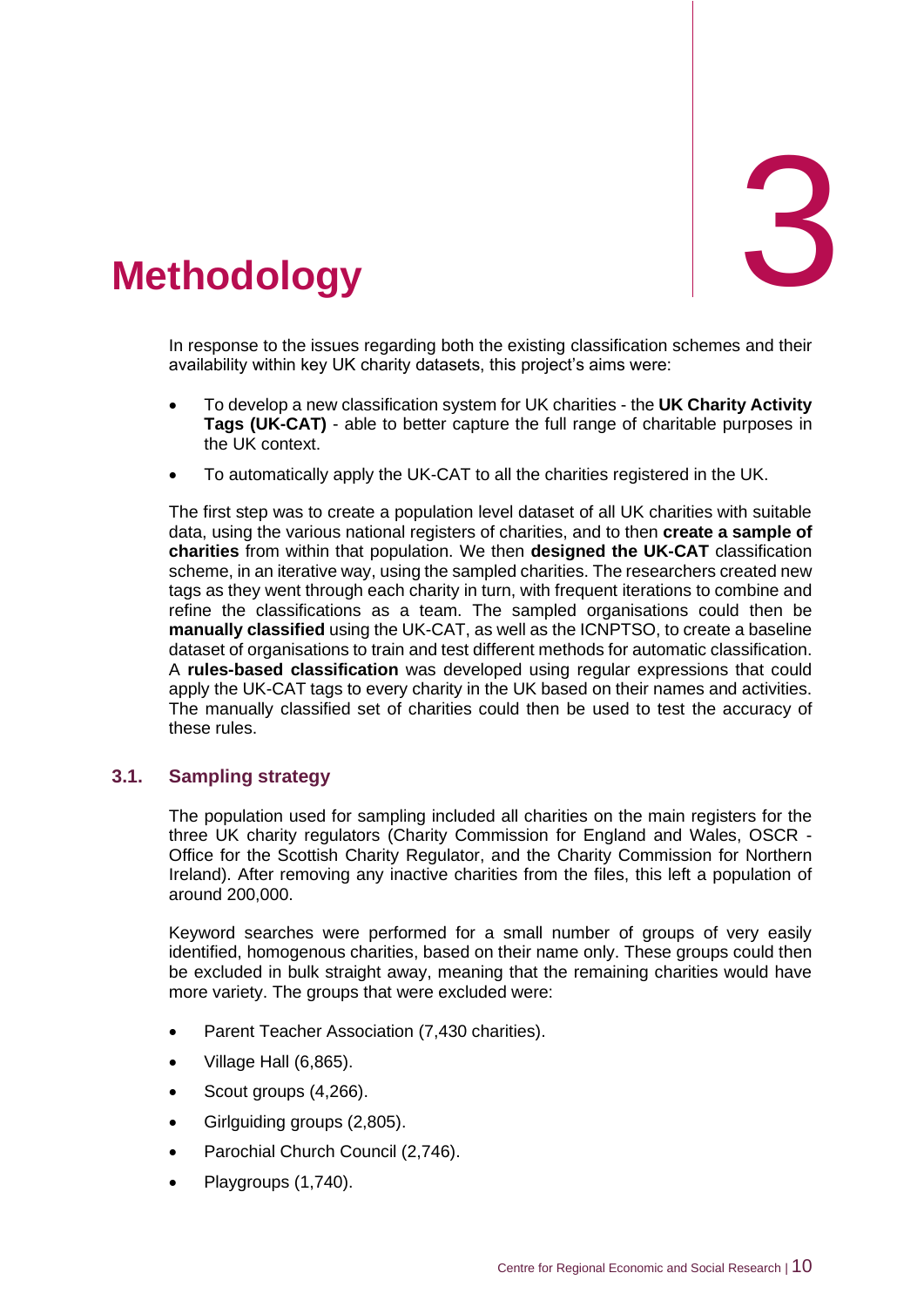# 3 Methodology

In response to the issues regarding both the existing classification schemes and their availability within key UK charity datasets, this project's aims were:

- To develop a new classification system for UK charities - the **UK Charity Activity Tags (UK-CAT)** - able to better capture the full range of charitable purposes in the UK context.
- To automatically apply the UK-CAT to all the charities registered in the UK.

The first step was to create a population level dataset of all UK charities with suitable data, using the various national registers of charities, and to then **create a sample of charities** from within that population. We then **designed the UK-CAT** classification scheme, in an iterative way, using the sampled charities. The researchers created new tags as they went through each charity in turn, with frequent iterations to combine and refine the classifications as a team. The sampled organisations could then be **manually classified** using the UK-CAT, as well as the ICNPTSO, to create a baseline dataset of organisations to train and test different methods for automatic classification. A **rules-based classification** was developed using regular expressions that could apply the UK-CAT tags to every charity in the UK based on their names and activities. The manually classified set of charities could then be used to test the accuracy of these rules.

## 3.1. Sampling strategy

The population used for sampling included all charities on the main registers for the three UK charity regulators (Charity Commission for England and Wales, OSCR - Office for the Scottish Charity Regulator, and the Charity Commission for Northern Ireland). After removing any inactive charities from the files, this left a population of around 200,000.

Keyword searches were performed for a small number of groups of very easily identified, homogenous charities, based on their name only. These groups could then be excluded in bulk straight away, meaning that the remaining charities would have more variety. The groups that were excluded were:

- Parent Teacher Association (7,430 charities).
- Village Hall (6,865).
- Scout groups (4,266).
- Girlguiding groups (2,805).
- Parochial Church Council (2,746).
- Playgroups (1,740).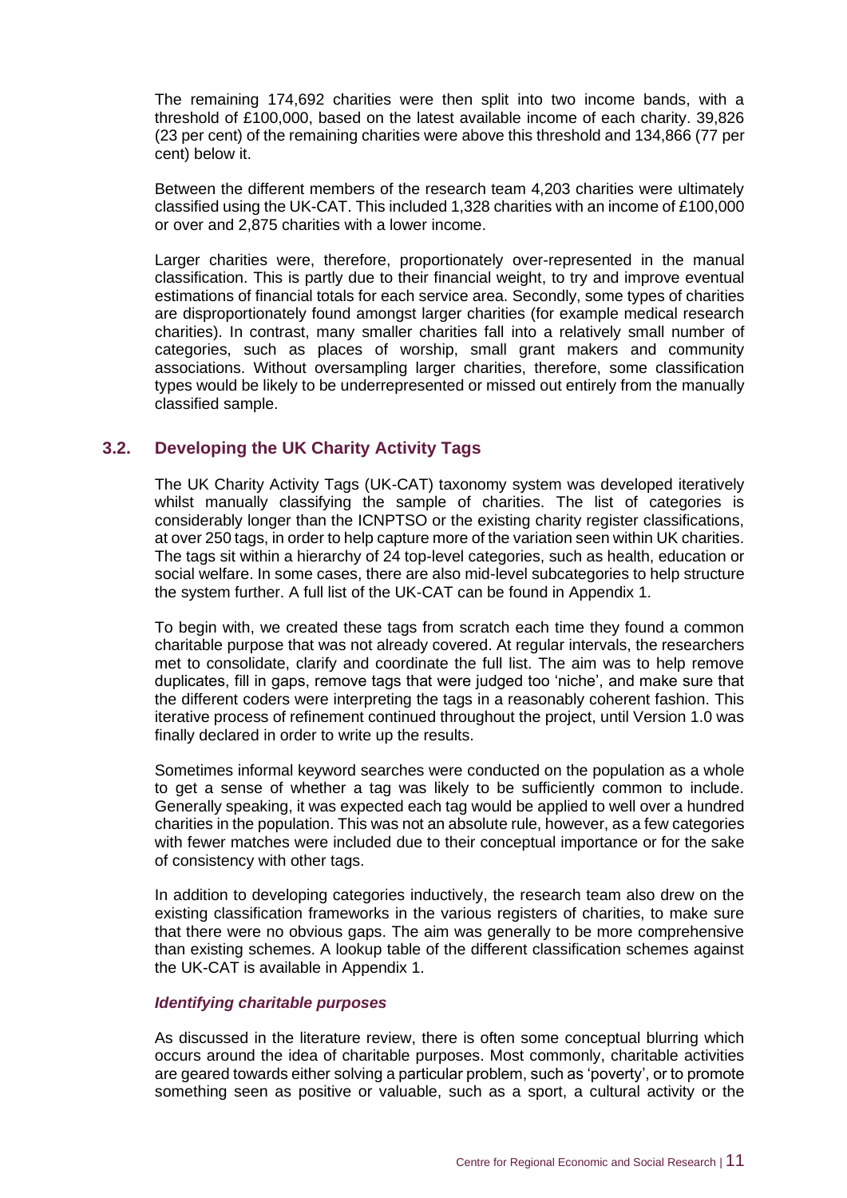The remaining 174,692 charities were then split into two income bands, with a threshold of £100,000, based on the latest available income of each charity. 39,826 (23 per cent) of the remaining charities were above this threshold and 134,866 (77 per cent) below it.

Between the different members of the research team 4,203 charities were ultimately classified using the UK-CAT. This included 1,328 charities with an income of £100,000 or over and 2,875 charities with a lower income.

Larger charities were, therefore, proportionately over-represented in the manual classification. This is partly due to their financial weight, to try and improve eventual estimations of financial totals for each service area. Secondly, some types of charities are disproportionately found amongst larger charities (for example medical research charities). In contrast, many smaller charities fall into a relatively small number of categories, such as places of worship, small grant makers and community associations. Without oversampling larger charities, therefore, some classification types would be likely to be underrepresented or missed out entirely from the manually classified sample.

## 3.2. Developing the UK Charity Activity Tags

The UK Charity Activity Tags (UK-CAT) taxonomy system was developed iteratively whilst manually classifying the sample of charities. The list of categories is considerably longer than the ICNPTSO or the existing charity register classifications, at over 250 tags, in order to help capture more of the variation seen within UK charities. The tags sit within a hierarchy of 24 top-level categories, such as health, education or social welfare. In some cases, there are also mid-level subcategories to help structure the system further. A full list of the UK-CAT can be found in Appendix 1.

To begin with, we created these tags from scratch each time they found a common charitable purpose that was not already covered. At regular intervals, the researchers met to consolidate, clarify and coordinate the full list. The aim was to help remove duplicates, fill in gaps, remove tags that were judged too 'niche', and make sure that the different coders were interpreting the tags in a reasonably coherent fashion. This iterative process of refinement continued throughout the project, until Version 1.0 was finally declared in order to write up the results.

Sometimes informal keyword searches were conducted on the population as a whole to get a sense of whether a tag was likely to be sufficiently common to include. Generally speaking, it was expected each tag would be applied to well over a hundred charities in the population. This was not an absolute rule, however, as a few categories with fewer matches were included due to their conceptual importance or for the sake of consistency with other tags.

In addition to developing categories inductively, the research team also drew on the existing classification frameworks in the various registers of charities, to make sure that there were no obvious gaps. The aim was generally to be more comprehensive than existing schemes. A lookup table of the different classification schemes against the UK-CAT is available in Appendix 1.

### *Identifying charitable purposes*

As discussed in the literature review, there is often some conceptual blurring which occurs around the idea of charitable purposes. Most commonly, charitable activities are geared towards either solving a particular problem, such as 'poverty', or to promote something seen as positive or valuable, such as a sport, a cultural activity or the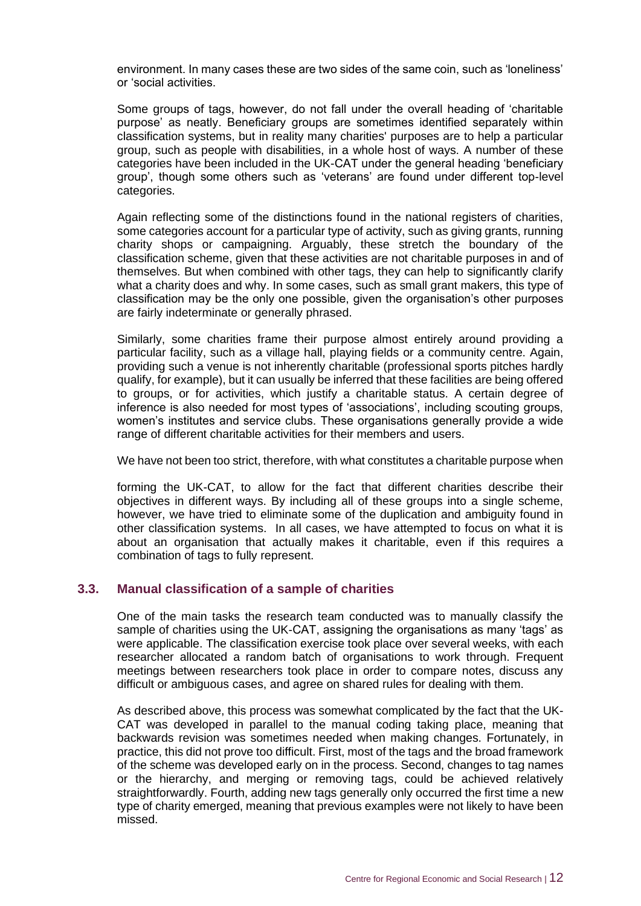environment. In many cases these are two sides of the same coin, such as 'loneliness' or 'social activities.

Some groups of tags, however, do not fall under the overall heading of 'charitable purpose' as neatly. Beneficiary groups are sometimes identified separately within classification systems, but in reality many charities' purposes are to help a particular group, such as people with disabilities, in a whole host of ways. A number of these categories have been included in the UK-CAT under the general heading 'beneficiary group', though some others such as 'veterans' are found under different top-level categories.

Again reflecting some of the distinctions found in the national registers of charities, some categories account for a particular type of activity, such as giving grants, running charity shops or campaigning. Arguably, these stretch the boundary of the classification scheme, given that these activities are not charitable purposes in and of themselves. But when combined with other tags, they can help to significantly clarify what a charity does and why. In some cases, such as small grant makers, this type of classification may be the only one possible, given the organisation's other purposes are fairly indeterminate or generally phrased.

Similarly, some charities frame their purpose almost entirely around providing a particular facility, such as a village hall, playing fields or a community centre. Again, providing such a venue is not inherently charitable (professional sports pitches hardly qualify, for example), but it can usually be inferred that these facilities are being offered to groups, or for activities, which justify a charitable status. A certain degree of inference is also needed for most types of 'associations', including scouting groups, women's institutes and service clubs. These organisations generally provide a wide range of different charitable activities for their members and users.

We have not been too strict, therefore, with what constitutes a charitable purpose when forming the UK-CAT, to allow for the fact that different charities describe their objectives in different ways. By including all of these groups into a single scheme, however, we have tried to eliminate some of the duplication and ambiguity found in other classification systems. In all cases, we have attempted to focus on what it is about an organisation that actually makes it charitable, even if this requires a combination of tags to fully represent.

## 3.3. Manual classification of a sample of charities

One of the main tasks the research team conducted was to manually classify the sample of charities using the UK-CAT, assigning the organisations as many 'tags' as were applicable. The classification exercise took place over several weeks, with each researcher allocated a random batch of organisations to work through. Frequent meetings between researchers took place in order to compare notes, discuss any difficult or ambiguous cases, and agree on shared rules for dealing with them.

As described above, this process was somewhat complicated by the fact that the UK-CAT was developed in parallel to the manual coding taking place, meaning that backwards revision was sometimes needed when making changes. Fortunately, in practice, this did not prove too difficult. First, most of the tags and the broad framework of the scheme was developed early on in the process. Second, changes to tag names or the hierarchy, and merging or removing tags, could be achieved relatively straightforwardly. Fourth, adding new tags generally only occurred the first time a new type of charity emerged, meaning that previous examples were not likely to have been missed.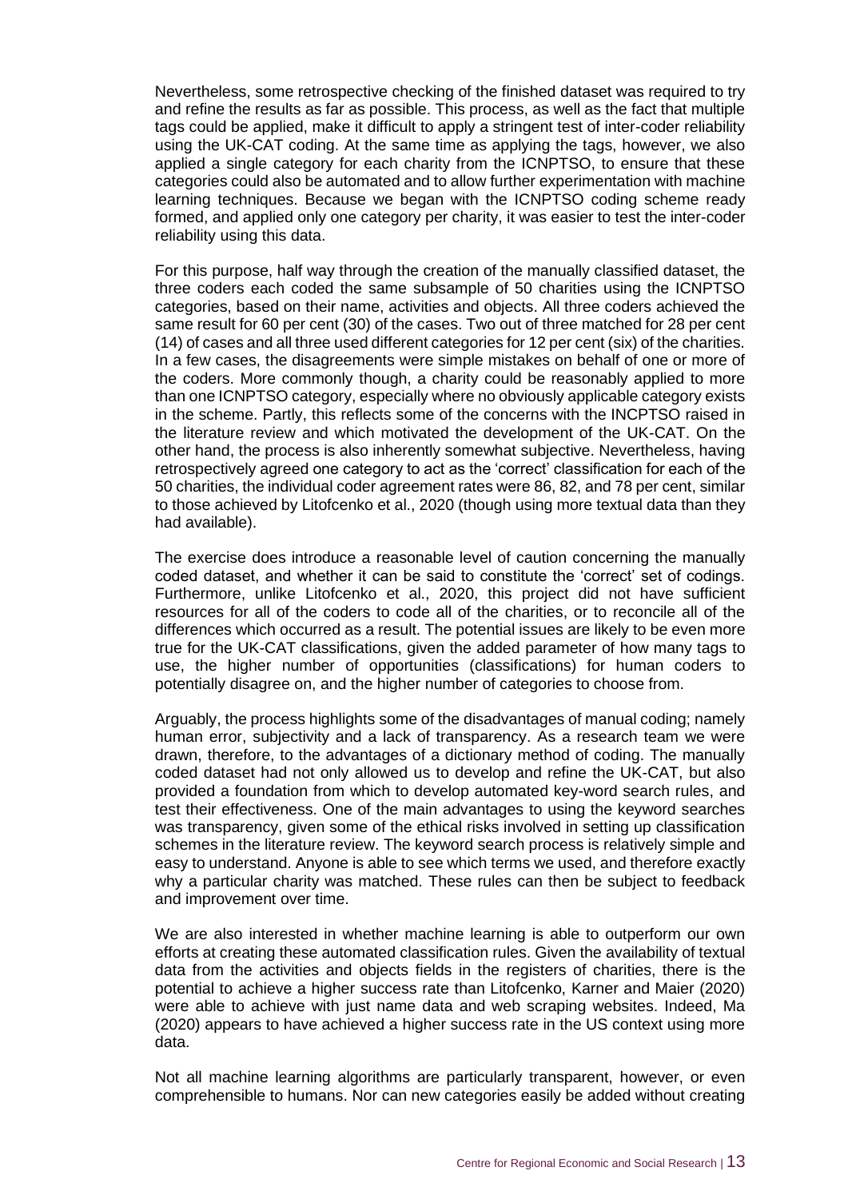Nevertheless, some retrospective checking of the finished dataset was required to try and refine the results as far as possible. This process, as well as the fact that multiple tags could be applied, make it difficult to apply a stringent test of inter-coder reliability using the UK-CAT coding. At the same time as applying the tags, however, we also applied a single category for each charity from the ICNPTSO, to ensure that these categories could also be automated and to allow further experimentation with machine learning techniques. Because we began with the ICNPTSO coding scheme ready formed, and applied only one category per charity, it was easier to test the inter-coder reliability using this data.

For this purpose, half way through the creation of the manually classified dataset, the three coders each coded the same subsample of 50 charities using the ICNPTSO categories, based on their name, activities and objects. All three coders achieved the same result for 60 per cent (30) of the cases. Two out of three matched for 28 per cent (14) of cases and all three used different categories for 12 per cent (six) of the charities. In a few cases, the disagreements were simple mistakes on behalf of one or more of the coders. More commonly though, a charity could be reasonably applied to more than one ICNPTSO category, especially where no obviously applicable category exists in the scheme. Partly, this reflects some of the concerns with the INCPTSO raised in the literature review and which motivated the development of the UK-CAT. On the other hand, the process is also inherently somewhat subjective. Nevertheless, having retrospectively agreed one category to act as the 'correct' classification for each of the 50 charities, the individual coder agreement rates were 86, 82, and 78 per cent, similar to those achieved by Litofcenko et al., 2020 (though using more textual data than they had available).

The exercise does introduce a reasonable level of caution concerning the manually coded dataset, and whether it can be said to constitute the 'correct' set of codings. Furthermore, unlike Litofcenko et al., 2020, this project did not have sufficient resources for all of the coders to code all of the charities, or to reconcile all of the differences which occurred as a result. The potential issues are likely to be even more true for the UK-CAT classifications, given the added parameter of how many tags to use, the higher number of opportunities (classifications) for human coders to potentially disagree on, and the higher number of categories to choose from.

Arguably, the process highlights some of the disadvantages of manual coding; namely human error, subjectivity and a lack of transparency. As a research team we were drawn, therefore, to the advantages of a dictionary method of coding. The manually coded dataset had not only allowed us to develop and refine the UK-CAT, but also provided a foundation from which to develop automated key-word search rules, and test their effectiveness. One of the main advantages to using the keyword searches was transparency, given some of the ethical risks involved in setting up classification schemes in the literature review. The keyword search process is relatively simple and easy to understand. Anyone is able to see which terms we used, and therefore exactly why a particular charity was matched. These rules can then be subject to feedback and improvement over time.

We are also interested in whether machine learning is able to outperform our own efforts at creating these automated classification rules. Given the availability of textual data from the activities and objects fields in the registers of charities, there is the potential to achieve a higher success rate than Litofcenko, Karner and Maier (2020) were able to achieve with just name data and web scraping websites. Indeed, Ma (2020) appears to have achieved a higher success rate in the US context using more data.

Not all machine learning algorithms are particularly transparent, however, or even comprehensible to humans. Nor can new categories easily be added without creating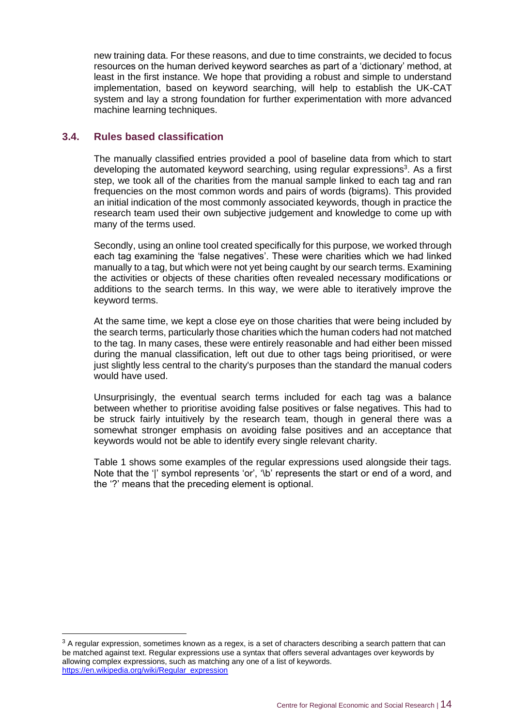new training data. For these reasons, and due to time constraints, we decided to focus resources on the human derived keyword searches as part of a 'dictionary' method, at least in the first instance. We hope that providing a robust and simple to understand implementation, based on keyword searching, will help to establish the UK-CAT system and lay a strong foundation for further experimentation with more advanced machine learning techniques.

### 3.4. Rules based classification

The manually classified entries provided a pool of baseline data from which to start developing the automated keyword searching, using regular expressions[3]. As a first step, we took all of the charities from the manual sample linked to each tag and ran frequencies on the most common words and pairs of words (bigrams). This provided an initial indication of the most commonly associated keywords, though in practice the research team used their own subjective judgement and knowledge to come up with many of the terms used.

Secondly, using an online tool created specifically for this purpose, we worked through each tag examining the 'false negatives'. These were charities which we had linked manually to a tag, but which were not yet being caught by our search terms. Examining the activities or objects of these charities often revealed necessary modifications or additions to the search terms. In this way, we were able to iteratively improve the keyword terms.

At the same time, we kept a close eye on those charities that were being included by the search terms, particularly those charities which the human coders had not matched to the tag. In many cases, these were entirely reasonable and had either been missed during the manual classification, left out due to other tags being prioritised, or were just slightly less central to the charity's purposes than the standard the manual coders would have used.

Unsurprisingly, the eventual search terms included for each tag was a balance between whether to prioritise avoiding false positives or false negatives. This had to be struck fairly intuitively by the research team, though in general there was a somewhat stronger emphasis on avoiding false positives and an acceptance that keywords would not be able to identify every single relevant charity.

Table 1 shows some examples of the regular expressions used alongside their tags. Note that the '|' symbol represents 'or', '\b' represents the start or end of a word, and the '?' means that the preceding element is optional.

[3] A regular expression, sometimes known as a regex, is a set of characters describing a search pattern that can be matched against text. Regular expressions use a syntax that offers several advantages over keywords by allowing complex expressions, such as matching any one of a list of keywords. https://en.wikipedia.org/wiki/Regular_expression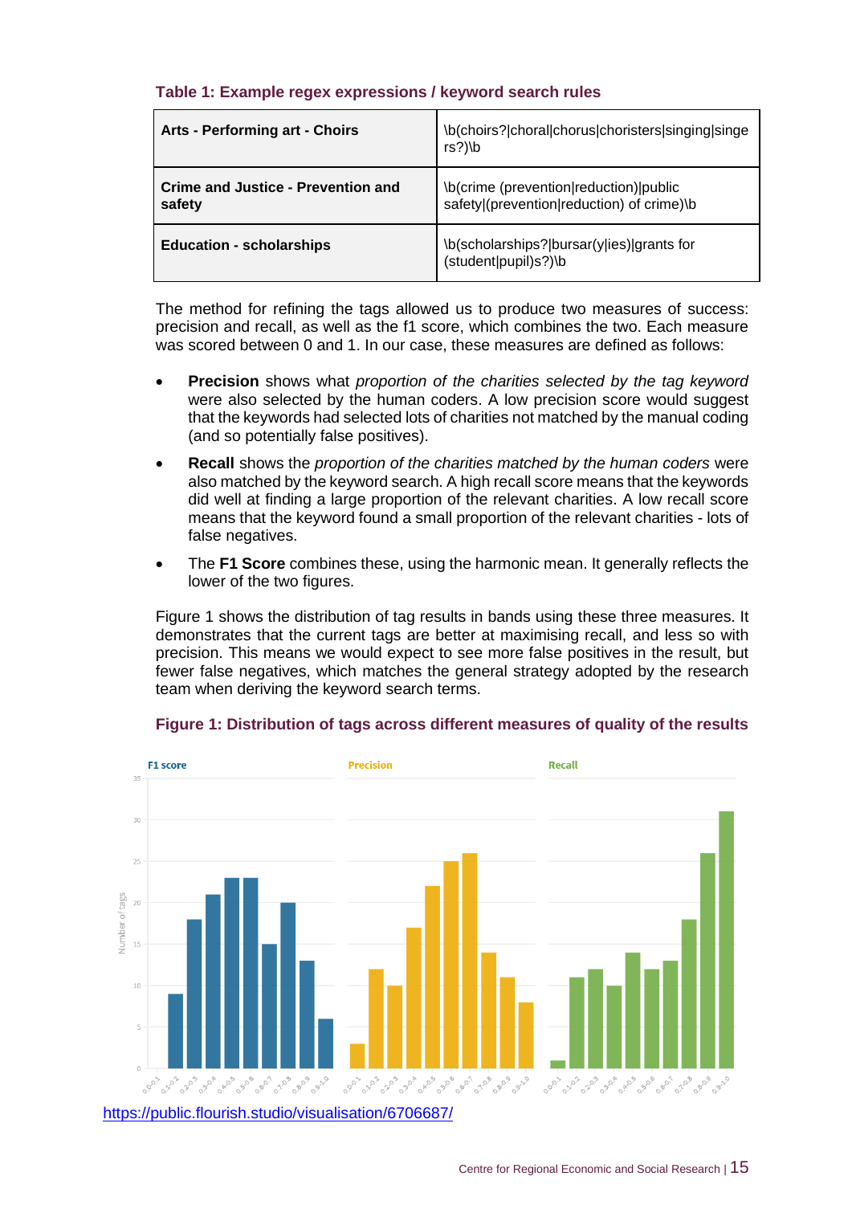**Table 1: Example regex expressions / keyword search rules**

| | |
|---|---|
| **Arts - Performing art - Choirs** | \b(choirs?\|choral\|chorus\|choristers\|singing\|singers?)\b |
| **Crime and Justice - Prevention and safety** | \b(crime (prevention\|reduction)\|public safety\|(prevention\|reduction) of crime)\b |
| **Education - scholarships** | \b(scholarships?\|bursar(y\|ies)\|grants for (student\|pupil)s?)\b |

The method for refining the tags allowed us to produce two measures of success: precision and recall, as well as the f1 score, which combines the two. Each measure was scored between 0 and 1. In our case, these measures are defined as follows:

- **Precision** shows what *proportion of the charities selected by the tag keyword* were also selected by the human coders. A low precision score would suggest that the keywords had selected lots of charities not matched by the manual coding (and so potentially false positives).
- **Recall** shows the *proportion of the charities matched by the human coders* were also matched by the keyword search. A high recall score means that the keywords did well at finding a large proportion of the relevant charities. A low recall score means that the keyword found a small proportion of the relevant charities - lots of false negatives.
- The **F1 Score** combines these, using the harmonic mean. It generally reflects the lower of the two figures.

Figure 1 shows the distribution of tag results in bands using these three measures. It demonstrates that the current tags are better at maximising recall, and less so with precision. This means we would expect to see more false positives in the result, but fewer false negatives, which matches the general strategy adopted by the research team when deriving the keyword search terms.

**Figure 1: Distribution of tags across different measures of quality of the results**

F1 score

Precision

Recall

Number of tags

0
5
10
15
20
25
30
35

0.0-0.1
0.1-0.2
0.2-0.3
0.3-0.4
0.4-0.5
0.5-0.6
0.6-0.7
0.7-0.8
0.8-0.9
0.9-1.0

https://public.flourish.studio/visualisation/6706687/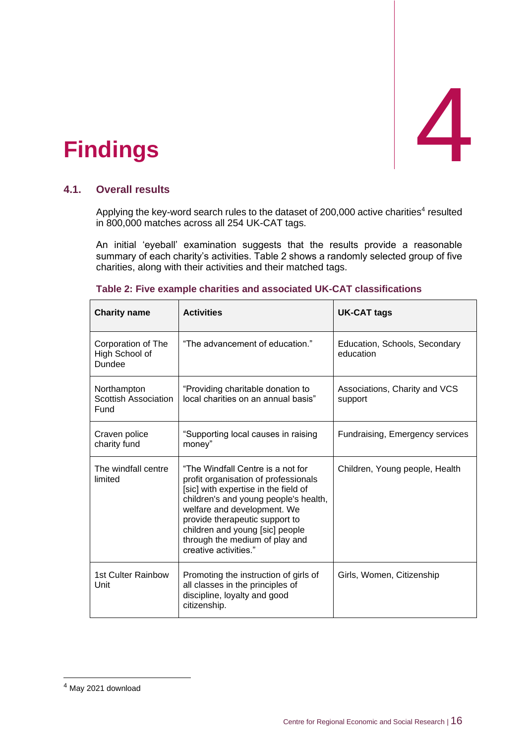# 4 Findings

## 4.1. Overall results

Applying the key-word search rules to the dataset of 200,000 active charities[4] resulted in 800,000 matches across all 254 UK-CAT tags.

An initial 'eyeball' examination suggests that the results provide a reasonable summary of each charity's activities. Table 2 shows a randomly selected group of five charities, along with their activities and their matched tags.

**Table 2: Five example charities and associated UK-CAT classifications**

| Charity name | Activities | UK-CAT tags |
|---|---|---|
| Corporation of The High School of Dundee | "The advancement of education." | Education, Schools, Secondary education |
| Northampton Scottish Association Fund | "Providing charitable donation to local charities on an annual basis" | Associations, Charity and VCS support |
| Craven police charity fund | "Supporting local causes in raising money" | Fundraising, Emergency services |
| The windfall centre limited | "The Windfall Centre is a not for profit organisation of professionals [sic] with expertise in the field of children's and young people's health, welfare and development. We provide therapeutic support to children and young [sic] people through the medium of play and creative activities." | Children, Young people, Health |
| 1st Culter Rainbow Unit | Promoting the instruction of girls of all classes in the principles of discipline, loyalty and good citizenship. | Girls, Women, Citizenship |

[4] May 2021 download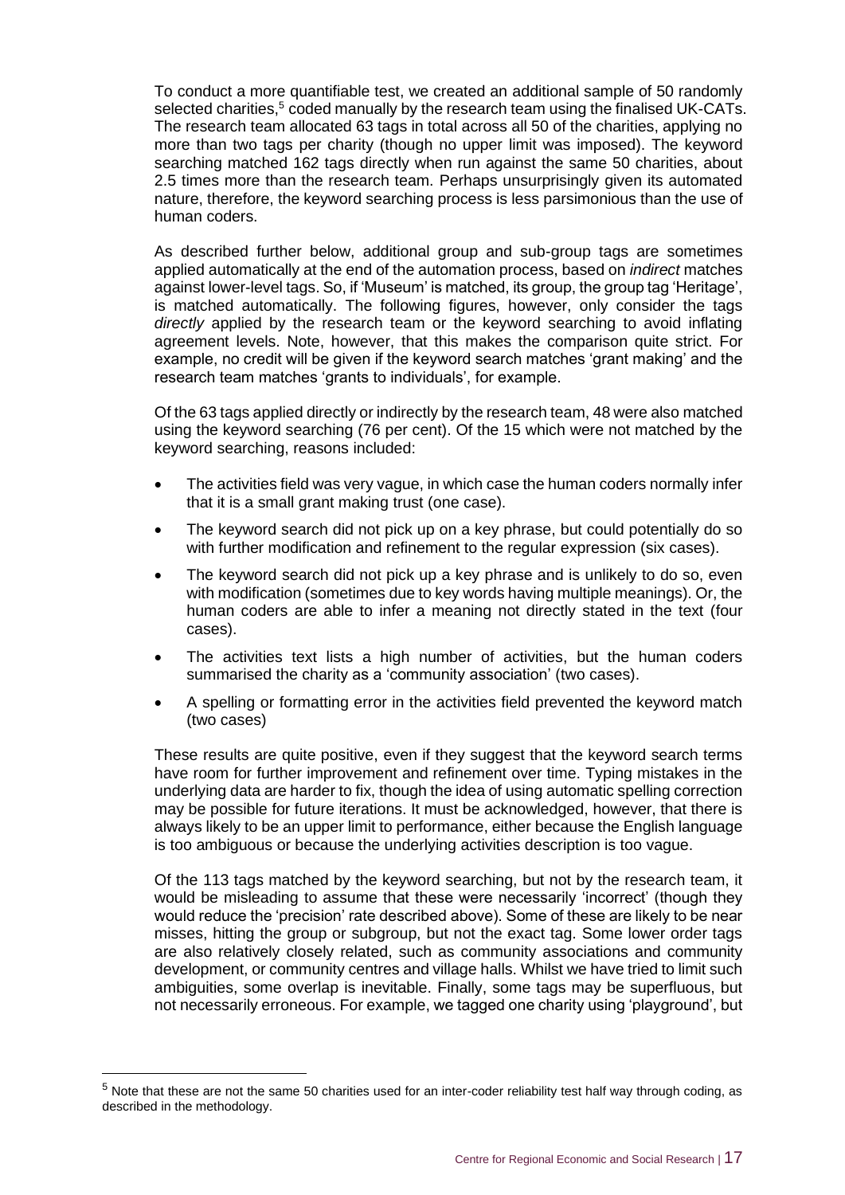To conduct a more quantifiable test, we created an additional sample of 50 randomly selected charities,[5] coded manually by the research team using the finalised UK-CATs. The research team allocated 63 tags in total across all 50 of the charities, applying no more than two tags per charity (though no upper limit was imposed). The keyword searching matched 162 tags directly when run against the same 50 charities, about 2.5 times more than the research team. Perhaps unsurprisingly given its automated nature, therefore, the keyword searching process is less parsimonious than the use of human coders.

As described further below, additional group and sub-group tags are sometimes applied automatically at the end of the automation process, based on *indirect* matches against lower-level tags. So, if 'Museum' is matched, its group, the group tag 'Heritage', is matched automatically. The following figures, however, only consider the tags *directly* applied by the research team or the keyword searching to avoid inflating agreement levels. Note, however, that this makes the comparison quite strict. For example, no credit will be given if the keyword search matches 'grant making' and the research team matches 'grants to individuals', for example.

Of the 63 tags applied directly or indirectly by the research team, 48 were also matched using the keyword searching (76 per cent). Of the 15 which were not matched by the keyword searching, reasons included:

- The activities field was very vague, in which case the human coders normally infer that it is a small grant making trust (one case).
- The keyword search did not pick up on a key phrase, but could potentially do so with further modification and refinement to the regular expression (six cases).
- The keyword search did not pick up a key phrase and is unlikely to do so, even with modification (sometimes due to key words having multiple meanings). Or, the human coders are able to infer a meaning not directly stated in the text (four cases).
- The activities text lists a high number of activities, but the human coders summarised the charity as a 'community association' (two cases).
- A spelling or formatting error in the activities field prevented the keyword match (two cases)

These results are quite positive, even if they suggest that the keyword search terms have room for further improvement and refinement over time. Typing mistakes in the underlying data are harder to fix, though the idea of using automatic spelling correction may be possible for future iterations. It must be acknowledged, however, that there is always likely to be an upper limit to performance, either because the English language is too ambiguous or because the underlying activities description is too vague.

Of the 113 tags matched by the keyword searching, but not by the research team, it would be misleading to assume that these were necessarily 'incorrect' (though they would reduce the 'precision' rate described above). Some of these are likely to be near misses, hitting the group or subgroup, but not the exact tag. Some lower order tags are also relatively closely related, such as community associations and community development, or community centres and village halls. Whilst we have tried to limit such ambiguities, some overlap is inevitable. Finally, some tags may be superfluous, but not necessarily erroneous. For example, we tagged one charity using 'playground', but

[5] Note that these are not the same 50 charities used for an inter-coder reliability test half way through coding, as described in the methodology.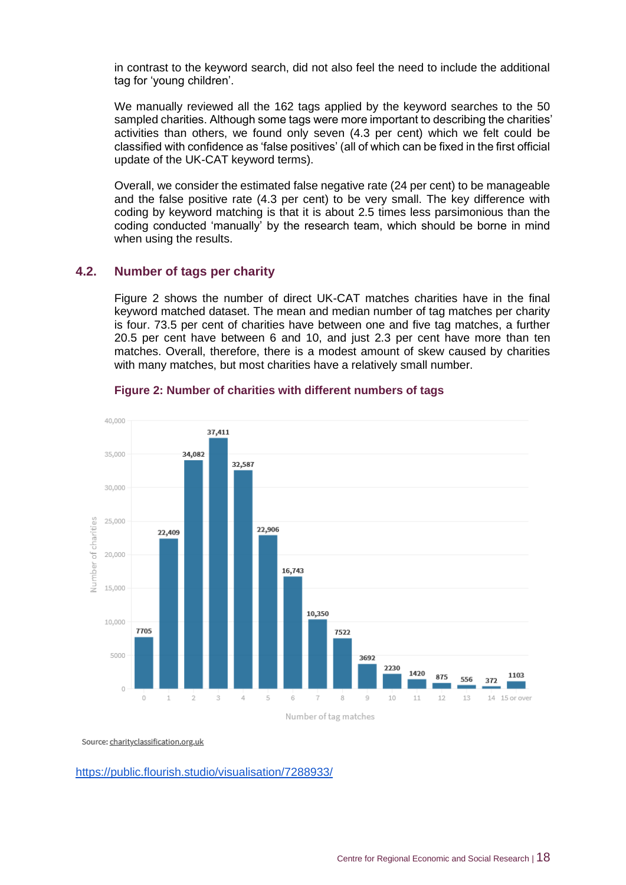in contrast to the keyword search, did not also feel the need to include the additional tag for 'young children'.

We manually reviewed all the 162 tags applied by the keyword searches to the 50 sampled charities. Although some tags were more important to describing the charities' activities than others, we found only seven (4.3 per cent) which we felt could be classified with confidence as 'false positives' (all of which can be fixed in the first official update of the UK-CAT keyword terms).

Overall, we consider the estimated false negative rate (24 per cent) to be manageable and the false positive rate (4.3 per cent) to be very small. The key difference with coding by keyword matching is that it is about 2.5 times less parsimonious than the coding conducted 'manually' by the research team, which should be borne in mind when using the results.

## 4.2. Number of tags per charity

Figure 2 shows the number of direct UK-CAT matches charities have in the final keyword matched dataset. The mean and median number of tag matches per charity is four. 73.5 per cent of charities have between one and five tag matches, a further 20.5 per cent have between 6 and 10, and just 2.3 per cent have more than ten matches. Overall, therefore, there is a modest amount of skew caused by charities with many matches, but most charities have a relatively small number.

**Figure 2: Number of charities with different numbers of tags**

Number of charities

40,000
35,000
30,000
25,000
20,000
15,000
10,000
5000
0

7705
22,409
34,082
37,411
32,587
22,906
16,743
10,350
7522
3692
2230
1420
875
556
372
1103

0 1 2 3 4 5 6 7 8 9 10 11 12 13 14 15 or over

Number of tag matches

Source: charityclassification.org.uk

https://public.flourish.studio/visualisation/7288933/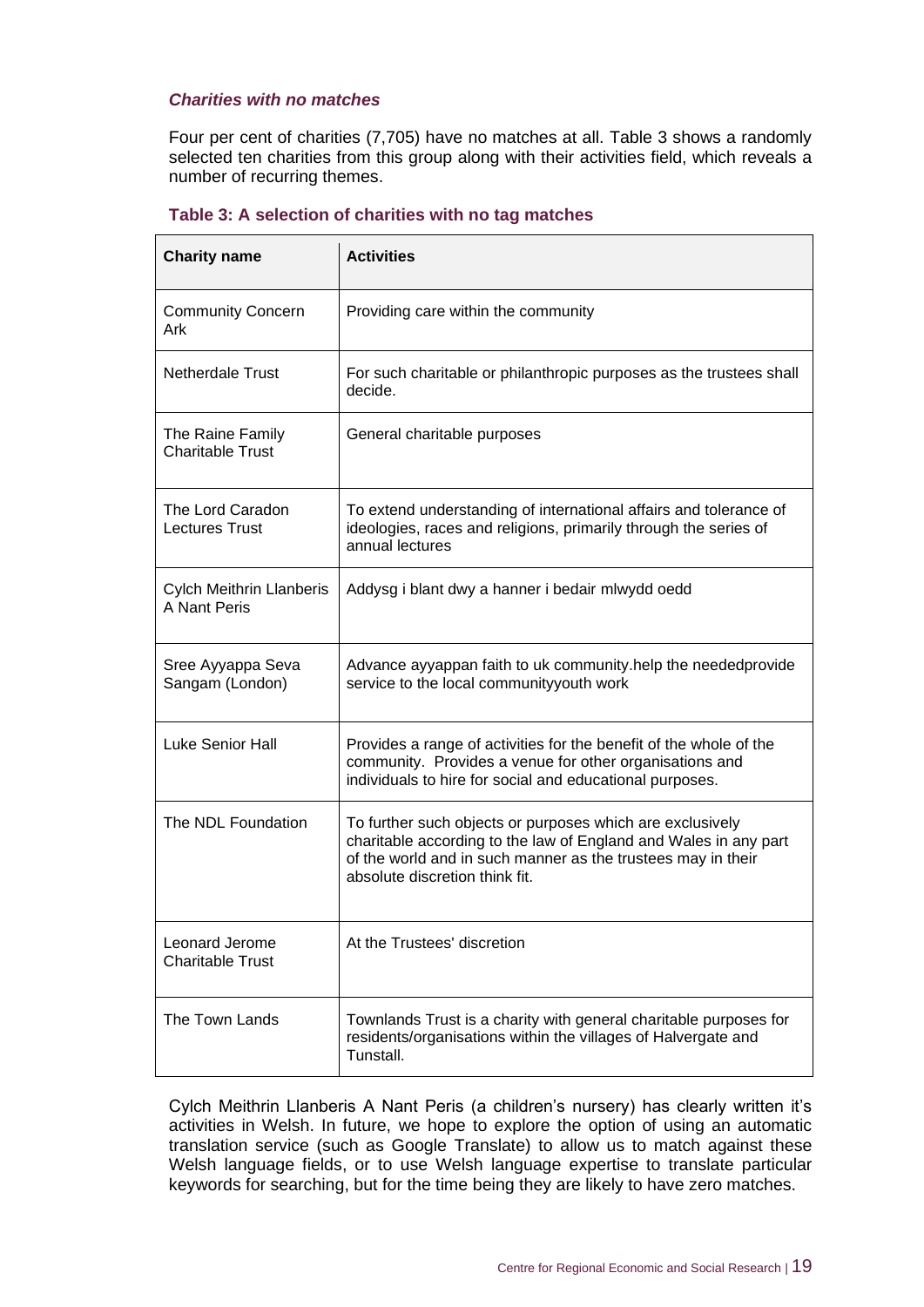### *Charities with no matches*

Four per cent of charities (7,705) have no matches at all. Table 3 shows a randomly selected ten charities from this group along with their activities field, which reveals a number of recurring themes.

**Table 3: A selection of charities with no tag matches**

| Charity name | Activities |
|---|---|
| Community Concern Ark | Providing care within the community |
| Netherdale Trust | For such charitable or philanthropic purposes as the trustees shall decide. |
| The Raine Family Charitable Trust | General charitable purposes |
| The Lord Caradon Lectures Trust | To extend understanding of international affairs and tolerance of ideologies, races and religions, primarily through the series of annual lectures |
| Cylch Meithrin Llanberis A Nant Peris | Addysg i blant dwy a hanner i bedair mlwydd oedd |
| Sree Ayyappa Seva Sangam (London) | Advance ayyappan faith to uk community.help the neededprovide service to the local communityyouth work |
| Luke Senior Hall | Provides a range of activities for the benefit of the whole of the community. Provides a venue for other organisations and individuals to hire for social and educational purposes. |
| The NDL Foundation | To further such objects or purposes which are exclusively charitable according to the law of England and Wales in any part of the world and in such manner as the trustees may in their absolute discretion think fit. |
| Leonard Jerome Charitable Trust | At the Trustees' discretion |
| The Town Lands | Townlands Trust is a charity with general charitable purposes for residents/organisations within the villages of Halvergate and Tunstall. |

Cylch Meithrin Llanberis A Nant Peris (a children's nursery) has clearly written it's activities in Welsh. In future, we hope to explore the option of using an automatic translation service (such as Google Translate) to allow us to match against these Welsh language fields, or to use Welsh language expertise to translate particular keywords for searching, but for the time being they are likely to have zero matches.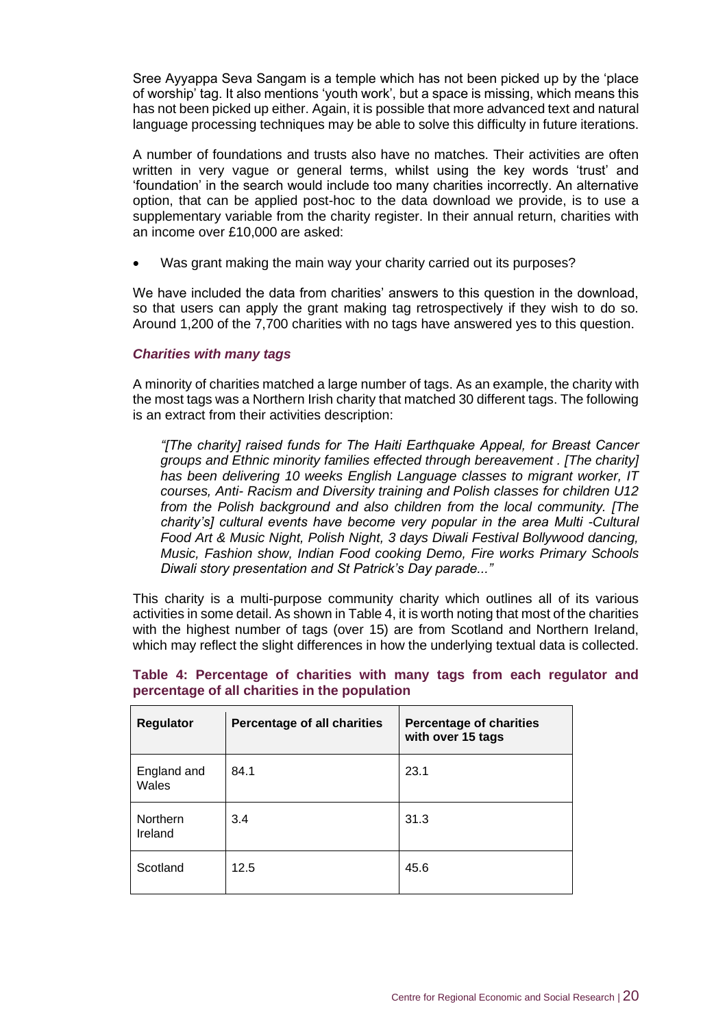Sree Ayyappa Seva Sangam is a temple which has not been picked up by the 'place of worship' tag. It also mentions 'youth work', but a space is missing, which means this has not been picked up either. Again, it is possible that more advanced text and natural language processing techniques may be able to solve this difficulty in future iterations.

A number of foundations and trusts also have no matches. Their activities are often written in very vague or general terms, whilst using the key words 'trust' and 'foundation' in the search would include too many charities incorrectly. An alternative option, that can be applied post-hoc to the data download we provide, is to use a supplementary variable from the charity register. In their annual return, charities with an income over £10,000 are asked:

- Was grant making the main way your charity carried out its purposes?

We have included the data from charities' answers to this question in the download, so that users can apply the grant making tag retrospectively if they wish to do so. Around 1,200 of the 7,700 charities with no tags have answered yes to this question.

#### *Charities with many tags*

A minority of charities matched a large number of tags. As an example, the charity with the most tags was a Northern Irish charity that matched 30 different tags. The following is an extract from their activities description:

> *"[The charity] raised funds for The Haiti Earthquake Appeal, for Breast Cancer groups and Ethnic minority families effected through bereavement . [The charity] has been delivering 10 weeks English Language classes to migrant worker, IT courses, Anti- Racism and Diversity training and Polish classes for children U12 from the Polish background and also children from the local community. [The charity's] cultural events have become very popular in the area Multi -Cultural Food Art & Music Night, Polish Night, 3 days Diwali Festival Bollywood dancing, Music, Fashion show, Indian Food cooking Demo, Fire works Primary Schools Diwali story presentation and St Patrick's Day parade..."*

This charity is a multi-purpose community charity which outlines all of its various activities in some detail. As shown in Table 4, it is worth noting that most of the charities with the highest number of tags (over 15) are from Scotland and Northern Ireland, which may reflect the slight differences in how the underlying textual data is collected.

**Table 4: Percentage of charities with many tags from each regulator and percentage of all charities in the population**

| Regulator | Percentage of all charities | Percentage of charities with over 15 tags |
|---|---|---|
| England and Wales | 84.1 | 23.1 |
| Northern Ireland | 3.4 | 31.3 |
| Scotland | 12.5 | 45.6 |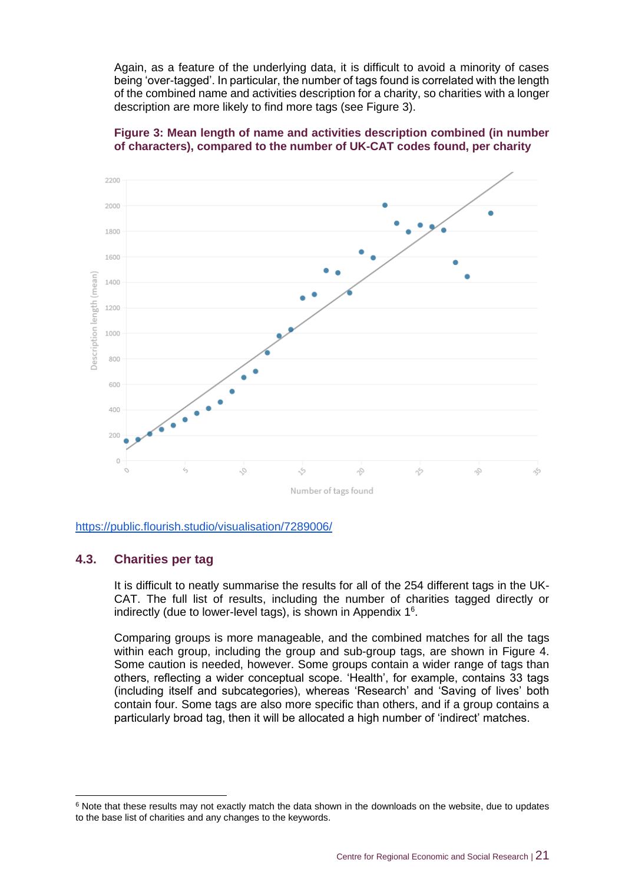Again, as a feature of the underlying data, it is difficult to avoid a minority of cases being 'over-tagged'. In particular, the number of tags found is correlated with the length of the combined name and activities description for a charity, so charities with a longer description are more likely to find more tags (see Figure 3).

**Figure 3: Mean length of name and activities description combined (in number of characters), compared to the number of UK-CAT codes found, per charity**

Description length (mean)

2200
2000
1800
1600
1400
1200
1000
800
600
400
200
0

0
5
10
15
20
25
30
35

Number of tags found

https://public.flourish.studio/visualisation/7289006/

## 4.3. Charities per tag

It is difficult to neatly summarise the results for all of the 254 different tags in the UK-CAT. The full list of results, including the number of charities tagged directly or indirectly (due to lower-level tags), is shown in Appendix 1[6].

Comparing groups is more manageable, and the combined matches for all the tags within each group, including the group and sub-group tags, are shown in Figure 4. Some caution is needed, however. Some groups contain a wider range of tags than others, reflecting a wider conceptual scope. 'Health', for example, contains 33 tags (including itself and subcategories), whereas 'Research' and 'Saving of lives' both contain four. Some tags are also more specific than others, and if a group contains a particularly broad tag, then it will be allocated a high number of 'indirect' matches.

[6] Note that these results may not exactly match the data shown in the downloads on the website, due to updates to the base list of charities and any changes to the keywords.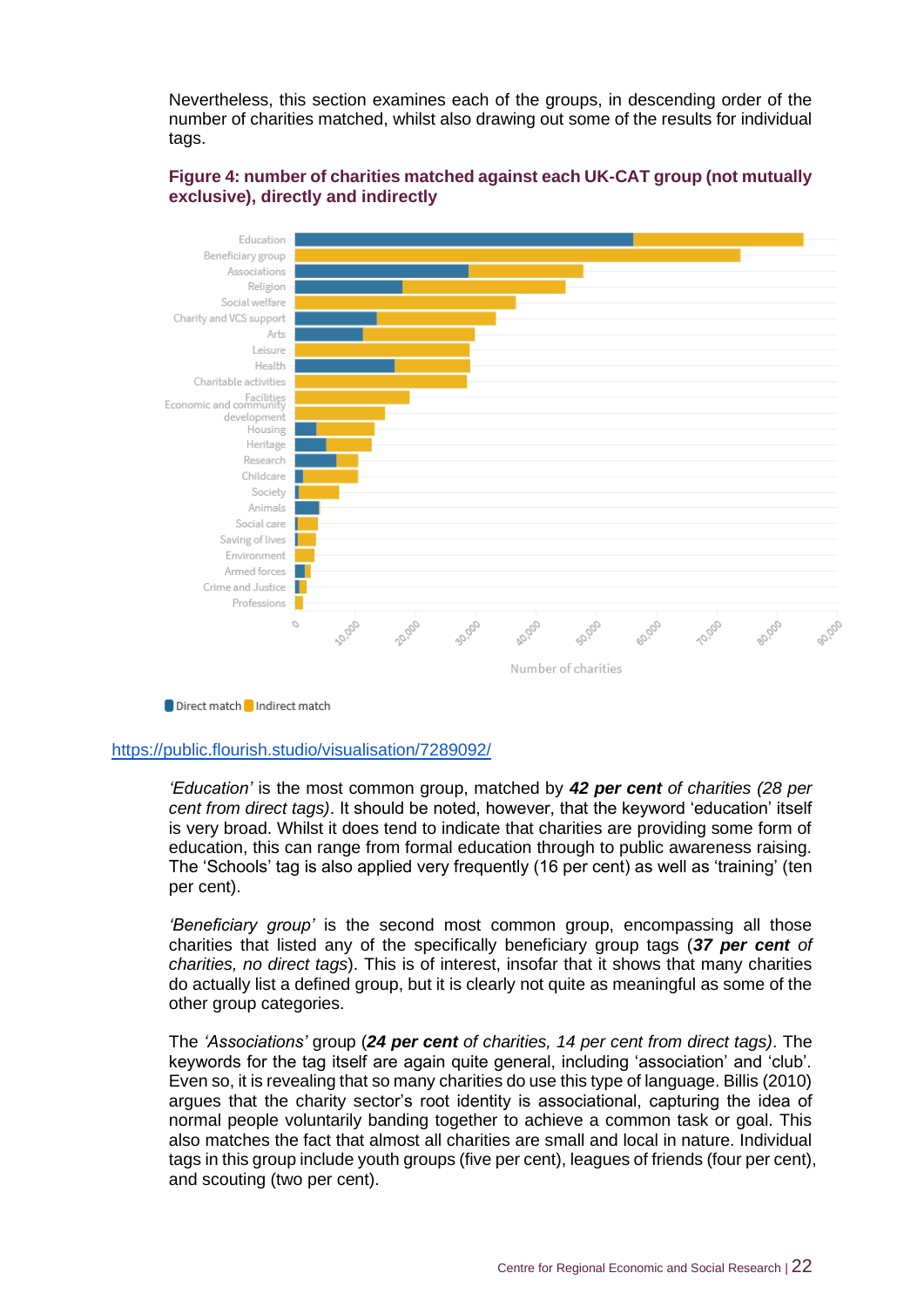Nevertheless, this section examines each of the groups, in descending order of the number of charities matched, whilst also drawing out some of the results for individual tags.

**Figure 4: number of charities matched against each UK-CAT group (not mutually exclusive), directly and indirectly**

Education
Beneficiary group
Associations
Religion
Social welfare
Charity and VCS support
Arts
Leisure
Health
Charitable activities
Facilities
Economic and community development
Housing
Heritage
Research
Childcare
Society
Animals
Social care
Saving of lives
Environment
Armed forces
Crime and Justice
Professions

0
10,000
20,000
30,000
40,000
50,000
60,000
70,000
80,000
90,000

Number of charities

Direct match Indirect match

https://public.flourish.studio/visualisation/7289092/

*'Education'* is the most common group, matched by ***42 per cent*** *of charities (28 per cent from direct tags)*. It should be noted, however, that the keyword 'education' itself is very broad. Whilst it does tend to indicate that charities are providing some form of education, this can range from formal education through to public awareness raising. The 'Schools' tag is also applied very frequently (16 per cent) as well as 'training' (ten per cent).

*'Beneficiary group'* is the second most common group, encompassing all those charities that listed any of the specifically beneficiary group tags (***37 per cent*** *of charities, no direct tags*). This is of interest, insofar that it shows that many charities do actually list a defined group, but it is clearly not quite as meaningful as some of the other group categories.

The *'Associations'* group (***24 per cent*** *of charities, 14 per cent from direct tags)*. The keywords for the tag itself are again quite general, including 'association' and 'club'. Even so, it is revealing that so many charities do use this type of language. Billis (2010) argues that the charity sector's root identity is associational, capturing the idea of normal people voluntarily banding together to achieve a common task or goal. This also matches the fact that almost all charities are small and local in nature. Individual tags in this group include youth groups (five per cent), leagues of friends (four per cent), and scouting (two per cent).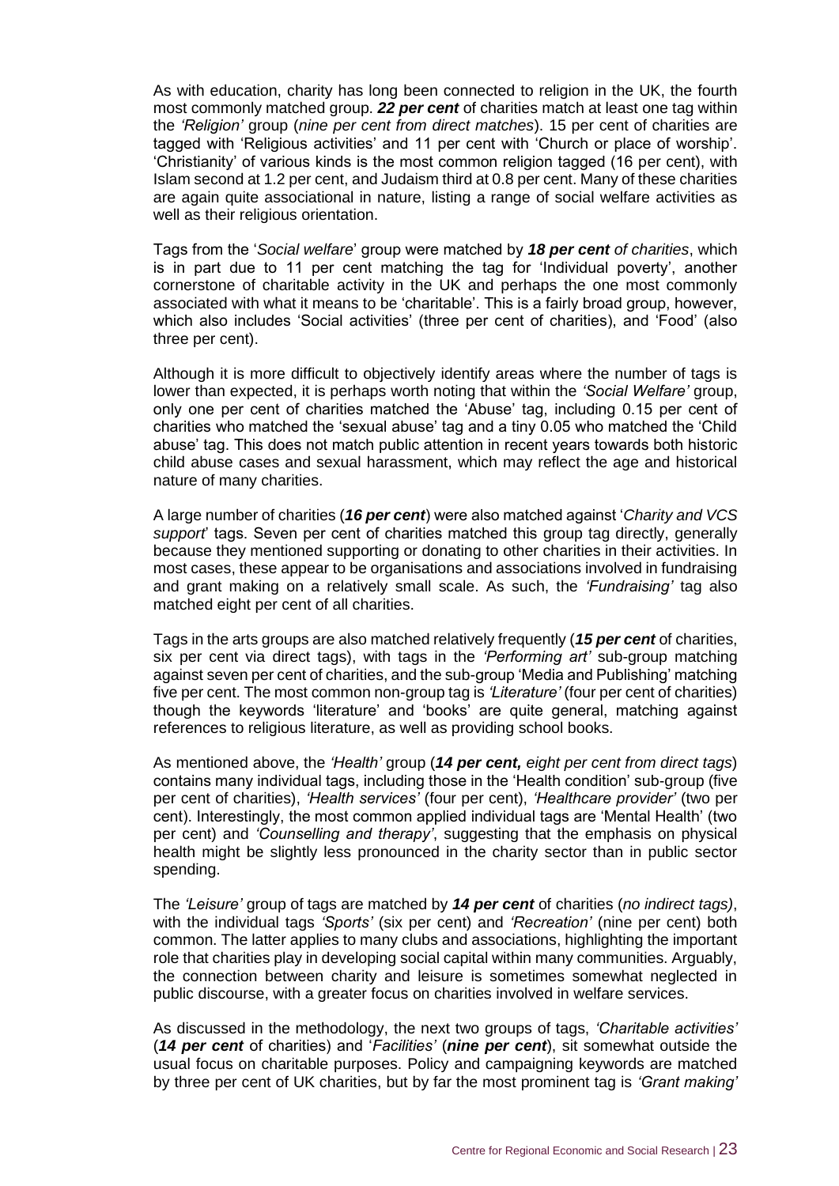As with education, charity has long been connected to religion in the UK, the fourth most commonly matched group. ***22 per cent*** of charities match at least one tag within the *'Religion'* group (*nine per cent from direct matches*). 15 per cent of charities are tagged with 'Religious activities' and 11 per cent with 'Church or place of worship'. 'Christianity' of various kinds is the most common religion tagged (16 per cent), with Islam second at 1.2 per cent, and Judaism third at 0.8 per cent. Many of these charities are again quite associational in nature, listing a range of social welfare activities as well as their religious orientation.

Tags from the '*Social welfare*' group were matched by ***18 per cent*** *of charities*, which is in part due to 11 per cent matching the tag for 'Individual poverty', another cornerstone of charitable activity in the UK and perhaps the one most commonly associated with what it means to be 'charitable'. This is a fairly broad group, however, which also includes 'Social activities' (three per cent of charities), and 'Food' (also three per cent).

Although it is more difficult to objectively identify areas where the number of tags is lower than expected, it is perhaps worth noting that within the *'Social Welfare'* group, only one per cent of charities matched the 'Abuse' tag, including 0.15 per cent of charities who matched the 'sexual abuse' tag and a tiny 0.05 who matched the 'Child abuse' tag. This does not match public attention in recent years towards both historic child abuse cases and sexual harassment, which may reflect the age and historical nature of many charities.

A large number of charities (***16 per cent***) were also matched against '*Charity and VCS support*' tags. Seven per cent of charities matched this group tag directly, generally because they mentioned supporting or donating to other charities in their activities. In most cases, these appear to be organisations and associations involved in fundraising and grant making on a relatively small scale. As such, the *'Fundraising'* tag also matched eight per cent of all charities.

Tags in the arts groups are also matched relatively frequently (***15 per cent*** of charities, six per cent via direct tags), with tags in the *'Performing art'* sub-group matching against seven per cent of charities, and the sub-group 'Media and Publishing' matching five per cent. The most common non-group tag is *'Literature'* (four per cent of charities) though the keywords 'literature' and 'books' are quite general, matching against references to religious literature, as well as providing school books.

As mentioned above, the *'Health'* group (***14 per cent,*** *eight per cent from direct tags*) contains many individual tags, including those in the 'Health condition' sub-group (five per cent of charities), *'Health services'* (four per cent), *'Healthcare provider'* (two per cent). Interestingly, the most common applied individual tags are 'Mental Health' (two per cent) and *'Counselling and therapy'*, suggesting that the emphasis on physical health might be slightly less pronounced in the charity sector than in public sector spending.

The *'Leisure'* group of tags are matched by ***14 per cent*** of charities (*no indirect tags)*, with the individual tags *'Sports'* (six per cent) and *'Recreation'* (nine per cent) both common. The latter applies to many clubs and associations, highlighting the important role that charities play in developing social capital within many communities. Arguably, the connection between charity and leisure is sometimes somewhat neglected in public discourse, with a greater focus on charities involved in welfare services.

As discussed in the methodology, the next two groups of tags, *'Charitable activities'* (***14 per cent*** of charities) and '*Facilities*' (***nine per cent***), sit somewhat outside the usual focus on charitable purposes. Policy and campaigning keywords are matched by three per cent of UK charities, but by far the most prominent tag is *'Grant making'*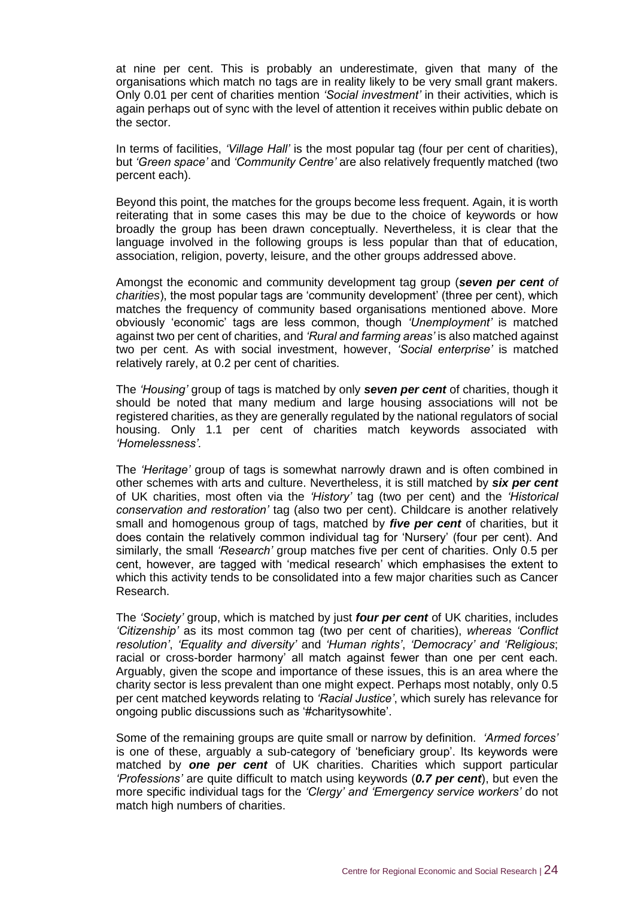at nine per cent. This is probably an underestimate, given that many of the organisations which match no tags are in reality likely to be very small grant makers. Only 0.01 per cent of charities mention *'Social investment'* in their activities, which is again perhaps out of sync with the level of attention it receives within public debate on the sector.

In terms of facilities, *'Village Hall'* is the most popular tag (four per cent of charities), but *'Green space'* and *'Community Centre'* are also relatively frequently matched (two percent each).

Beyond this point, the matches for the groups become less frequent. Again, it is worth reiterating that in some cases this may be due to the choice of keywords or how broadly the group has been drawn conceptually. Nevertheless, it is clear that the language involved in the following groups is less popular than that of education, association, religion, poverty, leisure, and the other groups addressed above.

Amongst the economic and community development tag group (***seven per cent*** *of charities*), the most popular tags are 'community development' (three per cent), which matches the frequency of community based organisations mentioned above. More obviously 'economic' tags are less common, though *'Unemployment'* is matched against two per cent of charities, and *'Rural and farming areas'* is also matched against two per cent. As with social investment, however, *'Social enterprise'* is matched relatively rarely, at 0.2 per cent of charities.

The *'Housing'* group of tags is matched by only ***seven per cent*** of charities, though it should be noted that many medium and large housing associations will not be registered charities, as they are generally regulated by the national regulators of social housing. Only 1.1 per cent of charities match keywords associated with *'Homelessness'*.

The *'Heritage'* group of tags is somewhat narrowly drawn and is often combined in other schemes with arts and culture. Nevertheless, it is still matched by ***six per cent*** of UK charities, most often via the *'History'* tag (two per cent) and the *'Historical conservation and restoration'* tag (also two per cent). Childcare is another relatively small and homogenous group of tags, matched by ***five per cent*** of charities, but it does contain the relatively common individual tag for 'Nursery' (four per cent). And similarly, the small *'Research'* group matches five per cent of charities. Only 0.5 per cent, however, are tagged with 'medical research' which emphasises the extent to which this activity tends to be consolidated into a few major charities such as Cancer Research.

The *'Society'* group, which is matched by just ***four per cent*** of UK charities, includes *'Citizenship'* as its most common tag (two per cent of charities), *whereas 'Conflict resolution'*, *'Equality and diversity'* and *'Human rights'*, *'Democracy' and 'Religious*; racial or cross-border harmony' all match against fewer than one per cent each. Arguably, given the scope and importance of these issues, this is an area where the charity sector is less prevalent than one might expect. Perhaps most notably, only 0.5 per cent matched keywords relating to *'Racial Justice'*, which surely has relevance for ongoing public discussions such as '#charitysowhite'.

Some of the remaining groups are quite small or narrow by definition. *'Armed forces'* is one of these, arguably a sub-category of 'beneficiary group'. Its keywords were matched by ***one per cent*** of UK charities. Charities which support particular *'Professions'* are quite difficult to match using keywords (***0.7 per cent***), but even the more specific individual tags for the *'Clergy' and 'Emergency service workers'* do not match high numbers of charities.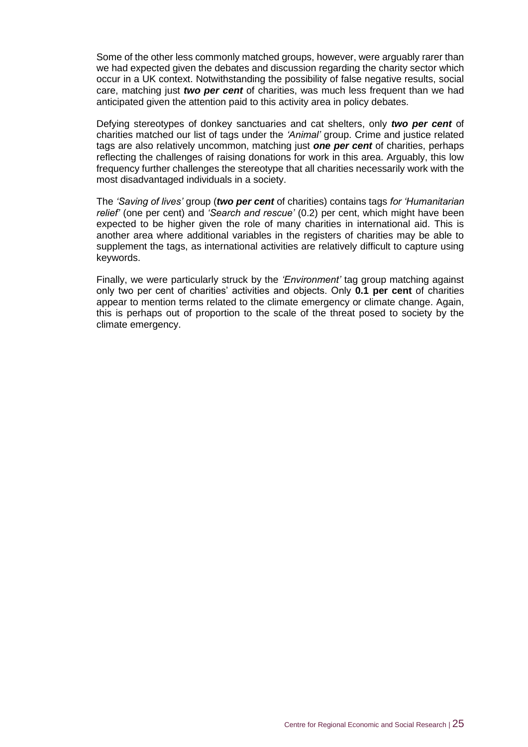Some of the other less commonly matched groups, however, were arguably rarer than we had expected given the debates and discussion regarding the charity sector which occur in a UK context. Notwithstanding the possibility of false negative results, social care, matching just ***two per cent*** of charities, was much less frequent than we had anticipated given the attention paid to this activity area in policy debates.

Defying stereotypes of donkey sanctuaries and cat shelters, only ***two per cent*** of charities matched our list of tags under the *'Animal'* group. Crime and justice related tags are also relatively uncommon, matching just ***one per cent*** of charities, perhaps reflecting the challenges of raising donations for work in this area. Arguably, this low frequency further challenges the stereotype that all charities necessarily work with the most disadvantaged individuals in a society.

The *'Saving of lives'* group (***two per cent*** of charities) contains tags *for 'Humanitarian relief'* (one per cent) and *'Search and rescue'* (0.2) per cent, which might have been expected to be higher given the role of many charities in international aid. This is another area where additional variables in the registers of charities may be able to supplement the tags, as international activities are relatively difficult to capture using keywords.

Finally, we were particularly struck by the *'Environment'* tag group matching against only two per cent of charities' activities and objects. Only **0.1 per cent** of charities appear to mention terms related to the climate emergency or climate change. Again, this is perhaps out of proportion to the scale of the threat posed to society by the climate emergency.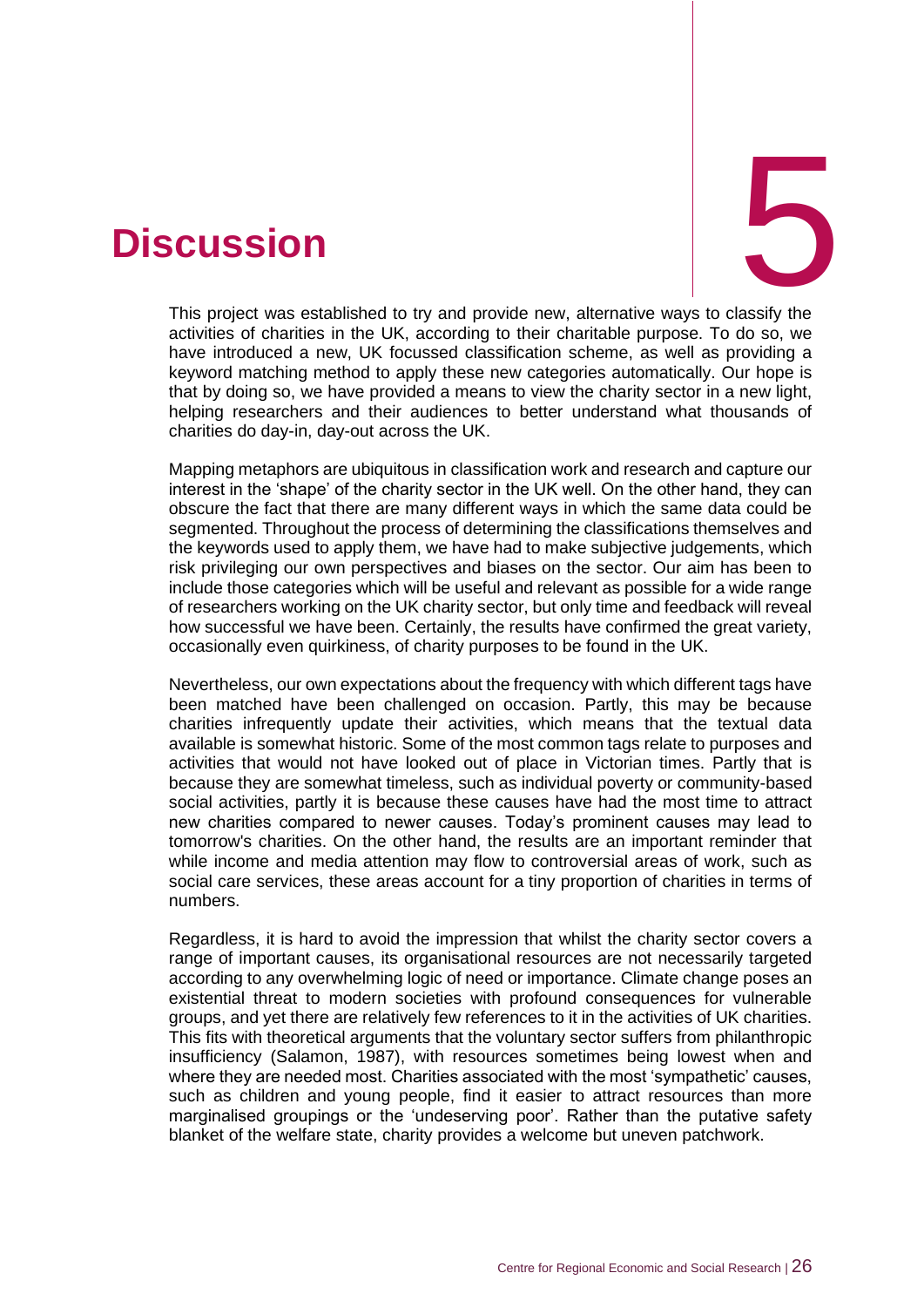# 5 Discussion

This project was established to try and provide new, alternative ways to classify the activities of charities in the UK, according to their charitable purpose. To do so, we have introduced a new, UK focussed classification scheme, as well as providing a keyword matching method to apply these new categories automatically. Our hope is that by doing so, we have provided a means to view the charity sector in a new light, helping researchers and their audiences to better understand what thousands of charities do day-in, day-out across the UK.

Mapping metaphors are ubiquitous in classification work and research and capture our interest in the 'shape' of the charity sector in the UK well. On the other hand, they can obscure the fact that there are many different ways in which the same data could be segmented. Throughout the process of determining the classifications themselves and the keywords used to apply them, we have had to make subjective judgements, which risk privileging our own perspectives and biases on the sector. Our aim has been to include those categories which will be useful and relevant as possible for a wide range of researchers working on the UK charity sector, but only time and feedback will reveal how successful we have been. Certainly, the results have confirmed the great variety, occasionally even quirkiness, of charity purposes to be found in the UK.

Nevertheless, our own expectations about the frequency with which different tags have been matched have been challenged on occasion. Partly, this may be because charities infrequently update their activities, which means that the textual data available is somewhat historic. Some of the most common tags relate to purposes and activities that would not have looked out of place in Victorian times. Partly that is because they are somewhat timeless, such as individual poverty or community-based social activities, partly it is because these causes have had the most time to attract new charities compared to newer causes. Today's prominent causes may lead to tomorrow's charities. On the other hand, the results are an important reminder that while income and media attention may flow to controversial areas of work, such as social care services, these areas account for a tiny proportion of charities in terms of numbers.

Regardless, it is hard to avoid the impression that whilst the charity sector covers a range of important causes, its organisational resources are not necessarily targeted according to any overwhelming logic of need or importance. Climate change poses an existential threat to modern societies with profound consequences for vulnerable groups, and yet there are relatively few references to it in the activities of UK charities. This fits with theoretical arguments that the voluntary sector suffers from philanthropic insufficiency (Salamon, 1987), with resources sometimes being lowest when and where they are needed most. Charities associated with the most 'sympathetic' causes, such as children and young people, find it easier to attract resources than more marginalised groupings or the 'undeserving poor'. Rather than the putative safety blanket of the welfare state, charity provides a welcome but uneven patchwork.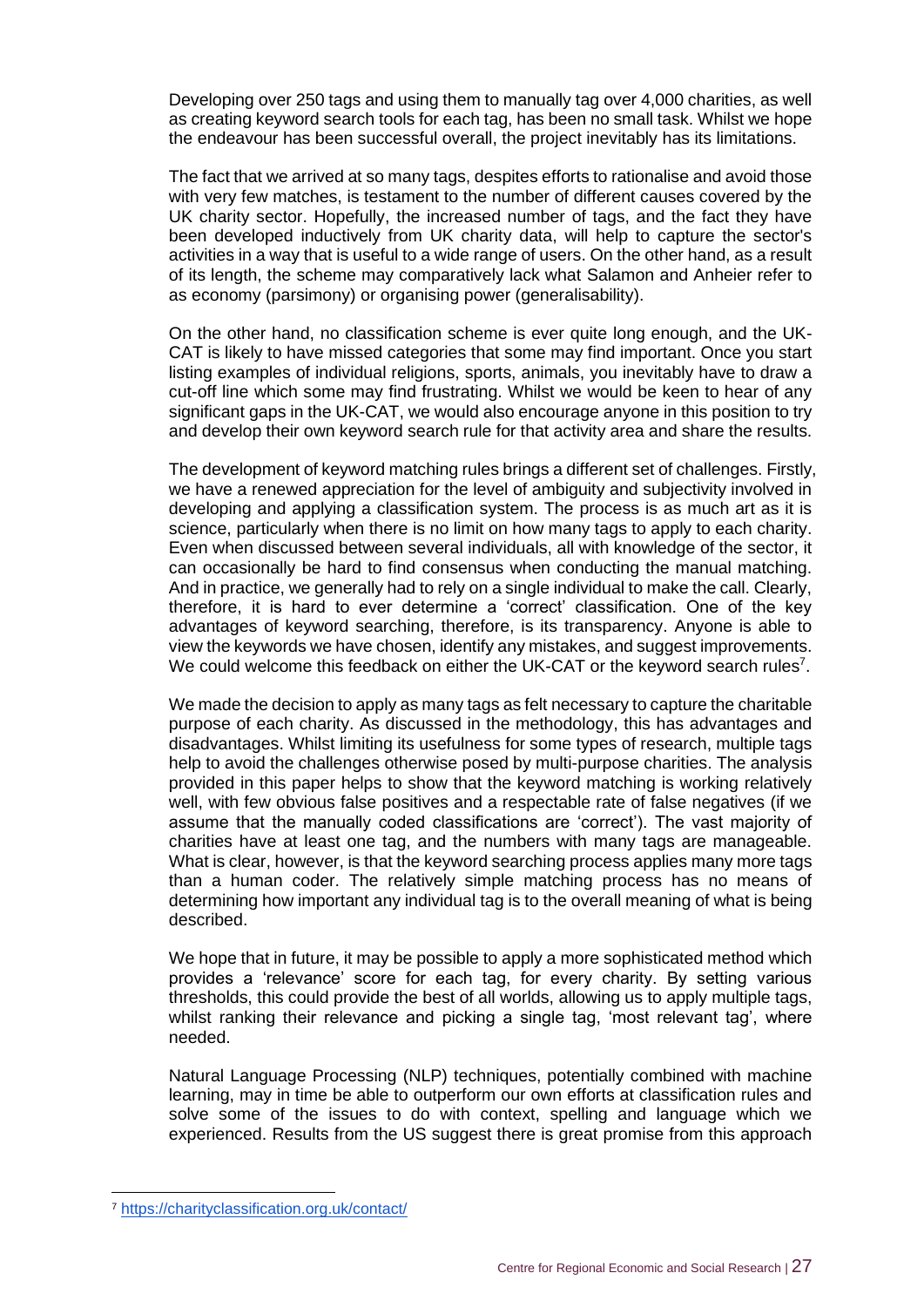Developing over 250 tags and using them to manually tag over 4,000 charities, as well as creating keyword search tools for each tag, has been no small task. Whilst we hope the endeavour has been successful overall, the project inevitably has its limitations.

The fact that we arrived at so many tags, despites efforts to rationalise and avoid those with very few matches, is testament to the number of different causes covered by the UK charity sector. Hopefully, the increased number of tags, and the fact they have been developed inductively from UK charity data, will help to capture the sector's activities in a way that is useful to a wide range of users. On the other hand, as a result of its length, the scheme may comparatively lack what Salamon and Anheier refer to as economy (parsimony) or organising power (generalisability).

On the other hand, no classification scheme is ever quite long enough, and the UK-CAT is likely to have missed categories that some may find important. Once you start listing examples of individual religions, sports, animals, you inevitably have to draw a cut-off line which some may find frustrating. Whilst we would be keen to hear of any significant gaps in the UK-CAT, we would also encourage anyone in this position to try and develop their own keyword search rule for that activity area and share the results.

The development of keyword matching rules brings a different set of challenges. Firstly, we have a renewed appreciation for the level of ambiguity and subjectivity involved in developing and applying a classification system. The process is as much art as it is science, particularly when there is no limit on how many tags to apply to each charity. Even when discussed between several individuals, all with knowledge of the sector, it can occasionally be hard to find consensus when conducting the manual matching. And in practice, we generally had to rely on a single individual to make the call. Clearly, therefore, it is hard to ever determine a 'correct' classification. One of the key advantages of keyword searching, therefore, is its transparency. Anyone is able to view the keywords we have chosen, identify any mistakes, and suggest improvements. We could welcome this feedback on either the UK-CAT or the keyword search rules[7].

We made the decision to apply as many tags as felt necessary to capture the charitable purpose of each charity. As discussed in the methodology, this has advantages and disadvantages. Whilst limiting its usefulness for some types of research, multiple tags help to avoid the challenges otherwise posed by multi-purpose charities. The analysis provided in this paper helps to show that the keyword matching is working relatively well, with few obvious false positives and a respectable rate of false negatives (if we assume that the manually coded classifications are 'correct'). The vast majority of charities have at least one tag, and the numbers with many tags are manageable. What is clear, however, is that the keyword searching process applies many more tags than a human coder. The relatively simple matching process has no means of determining how important any individual tag is to the overall meaning of what is being described.

We hope that in future, it may be possible to apply a more sophisticated method which provides a 'relevance' score for each tag, for every charity. By setting various thresholds, this could provide the best of all worlds, allowing us to apply multiple tags, whilst ranking their relevance and picking a single tag, 'most relevant tag', where needed.

Natural Language Processing (NLP) techniques, potentially combined with machine learning, may in time be able to outperform our own efforts at classification rules and solve some of the issues to do with context, spelling and language which we experienced. Results from the US suggest there is great promise from this approach

[7] https://charityclassification.org.uk/contact/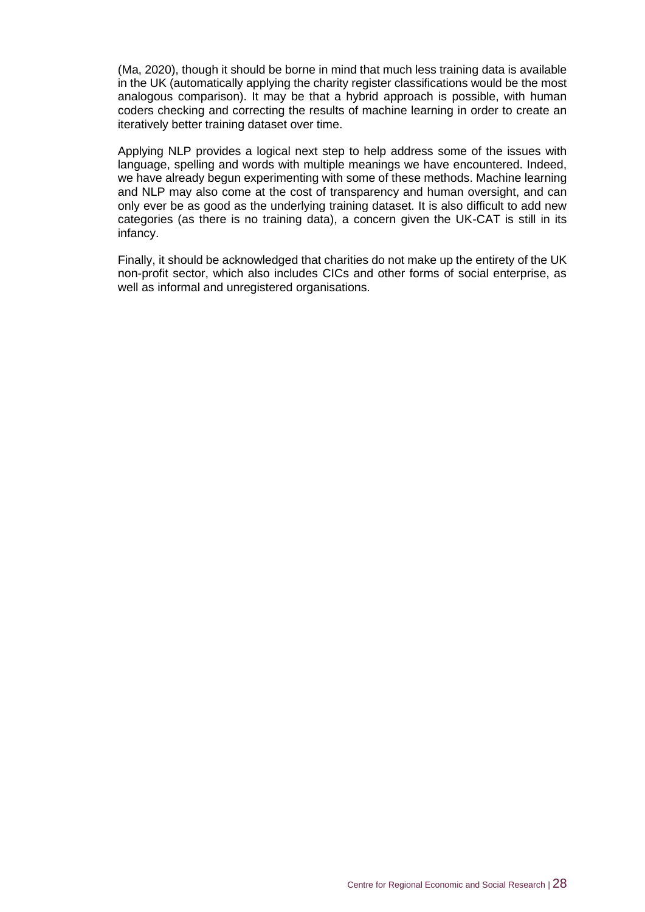(Ma, 2020), though it should be borne in mind that much less training data is available in the UK (automatically applying the charity register classifications would be the most analogous comparison). It may be that a hybrid approach is possible, with human coders checking and correcting the results of machine learning in order to create an iteratively better training dataset over time.

Applying NLP provides a logical next step to help address some of the issues with language, spelling and words with multiple meanings we have encountered. Indeed, we have already begun experimenting with some of these methods. Machine learning and NLP may also come at the cost of transparency and human oversight, and can only ever be as good as the underlying training dataset. It is also difficult to add new categories (as there is no training data), a concern given the UK-CAT is still in its infancy.

Finally, it should be acknowledged that charities do not make up the entirety of the UK non-profit sector, which also includes CICs and other forms of social enterprise, as well as informal and unregistered organisations.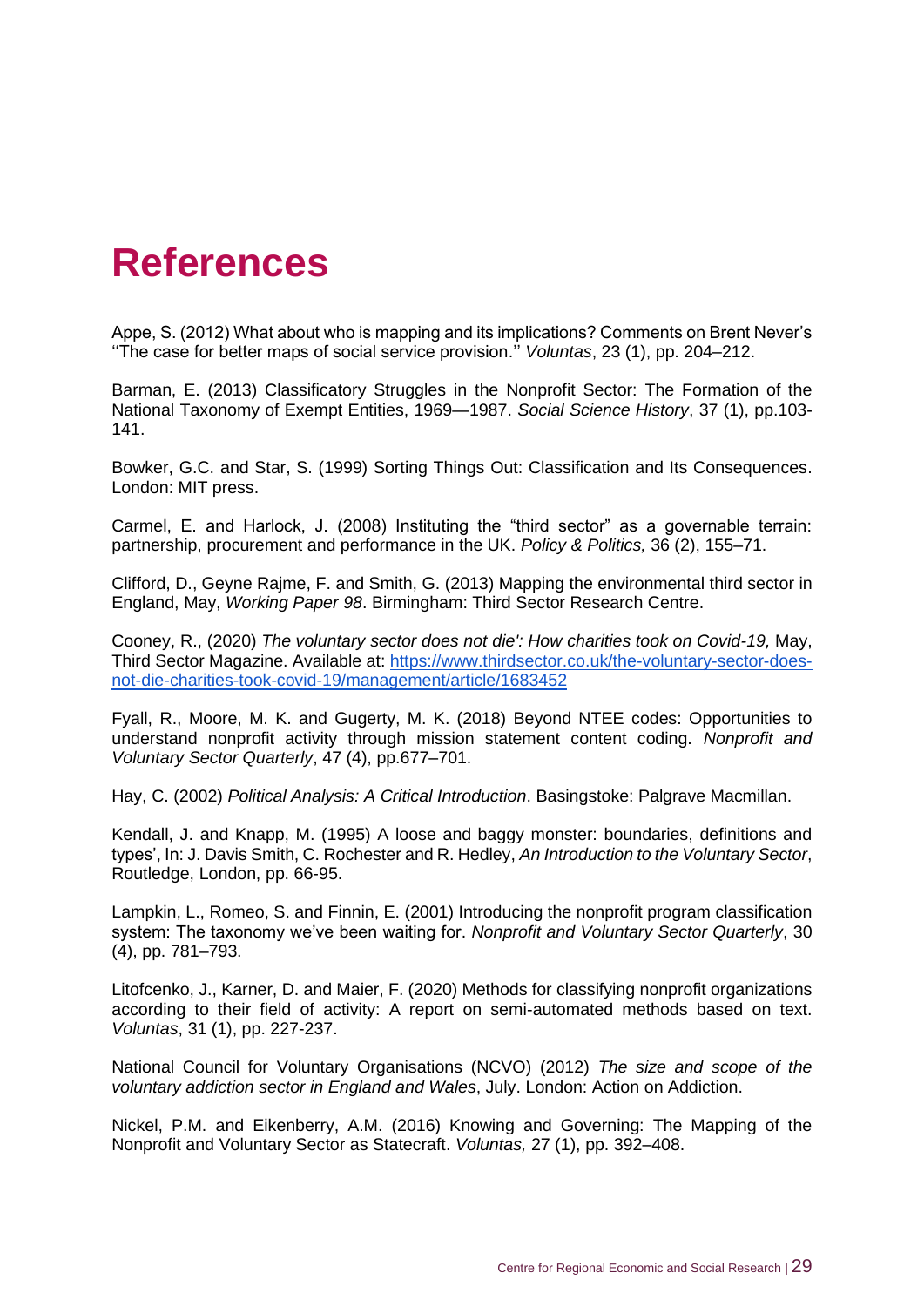# References

Appe, S. (2012) What about who is mapping and its implications? Comments on Brent Never's ''The case for better maps of social service provision.'' *Voluntas*, 23 (1), pp. 204–212.

Barman, E. (2013) Classificatory Struggles in the Nonprofit Sector: The Formation of the National Taxonomy of Exempt Entities, 1969—1987. *Social Science History*, 37 (1), pp.103-141.

Bowker, G.C. and Star, S. (1999) Sorting Things Out: Classification and Its Consequences. London: MIT press.

Carmel, E. and Harlock, J. (2008) Instituting the "third sector" as a governable terrain: partnership, procurement and performance in the UK. *Policy & Politics,* 36 (2), 155–71.

Clifford, D., Geyne Rajme, F. and Smith, G. (2013) Mapping the environmental third sector in England, May, *Working Paper 98*. Birmingham: Third Sector Research Centre.

Cooney, R., (2020) *The voluntary sector does not die': How charities took on Covid-19,* May, Third Sector Magazine. Available at: https://www.thirdsector.co.uk/the-voluntary-sector-does-not-die-charities-took-covid-19/management/article/1683452

Fyall, R., Moore, M. K. and Gugerty, M. K. (2018) Beyond NTEE codes: Opportunities to understand nonprofit activity through mission statement content coding. *Nonprofit and Voluntary Sector Quarterly*, 47 (4), pp.677–701.

Hay, C. (2002) *Political Analysis: A Critical Introduction*. Basingstoke: Palgrave Macmillan.

Kendall, J. and Knapp, M. (1995) A loose and baggy monster: boundaries, definitions and types', In: J. Davis Smith, C. Rochester and R. Hedley, *An Introduction to the Voluntary Sector*, Routledge, London, pp. 66-95.

Lampkin, L., Romeo, S. and Finnin, E. (2001) Introducing the nonprofit program classification system: The taxonomy we've been waiting for. *Nonprofit and Voluntary Sector Quarterly*, 30 (4), pp. 781–793.

Litofcenko, J., Karner, D. and Maier, F. (2020) Methods for classifying nonprofit organizations according to their field of activity: A report on semi-automated methods based on text. *Voluntas*, 31 (1), pp. 227-237.

National Council for Voluntary Organisations (NCVO) (2012) *The size and scope of the voluntary addiction sector in England and Wales*, July. London: Action on Addiction.

Nickel, P.M. and Eikenberry, A.M. (2016) Knowing and Governing: The Mapping of the Nonprofit and Voluntary Sector as Statecraft. *Voluntas,* 27 (1), pp. 392–408.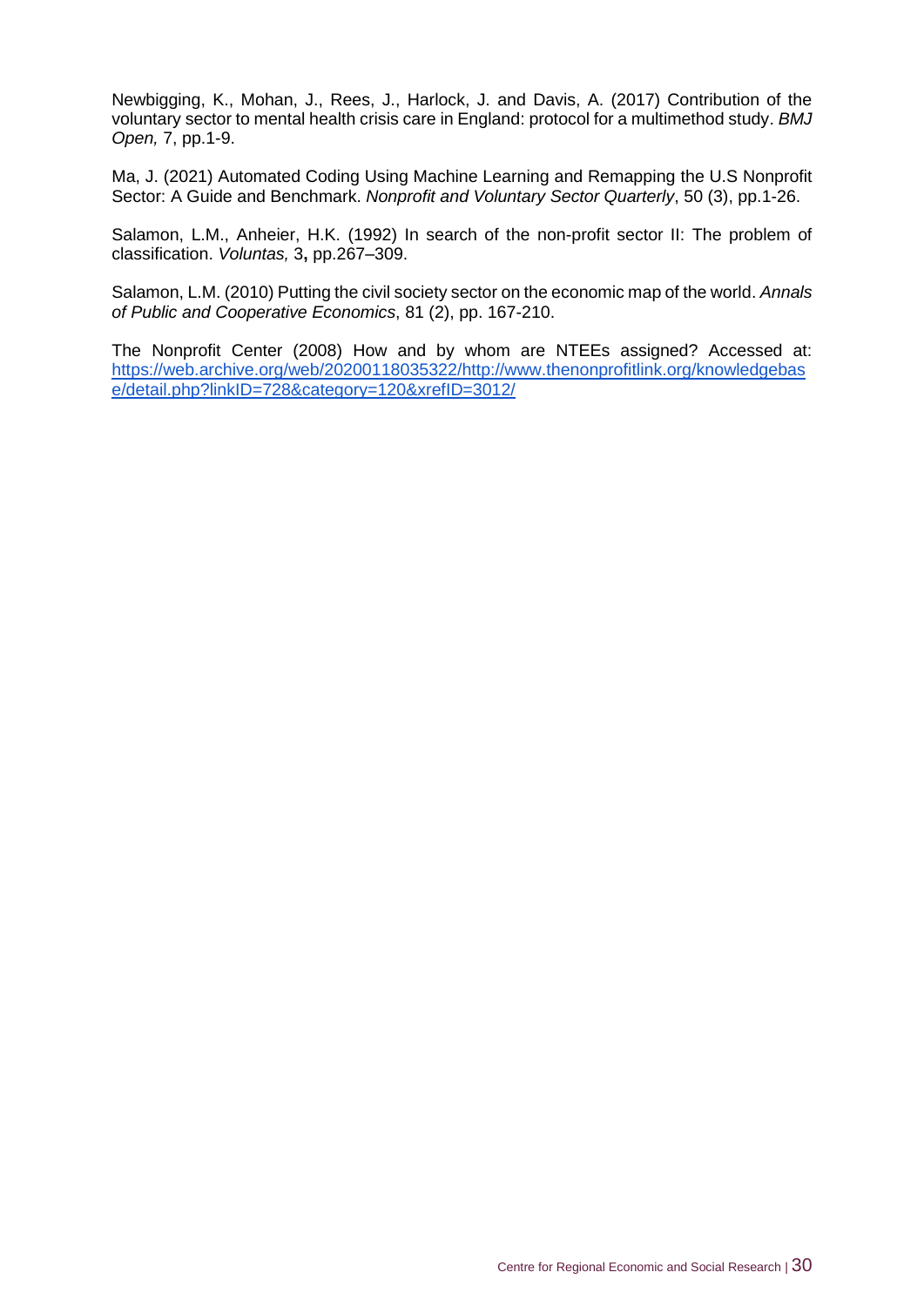Newbigging, K., Mohan, J., Rees, J., Harlock, J. and Davis, A. (2017) Contribution of the voluntary sector to mental health crisis care in England: protocol for a multimethod study. *BMJ Open,* 7, pp.1-9.

Ma, J. (2021) Automated Coding Using Machine Learning and Remapping the U.S Nonprofit Sector: A Guide and Benchmark. *Nonprofit and Voluntary Sector Quarterly*, 50 (3), pp.1-26.

Salamon, L.M., Anheier, H.K. (1992) In search of the non-profit sector II: The problem of classification. *Voluntas,* 3**,** pp.267–309.

Salamon, L.M. (2010) Putting the civil society sector on the economic map of the world. *Annals of Public and Cooperative Economics*, 81 (2), pp. 167-210.

The Nonprofit Center (2008) How and by whom are NTEEs assigned? Accessed at: https://web.archive.org/web/20200118035322/http://www.thenonprofitlink.org/knowledgebase/detail.php?linkID=728&category=120&xrefID=3012/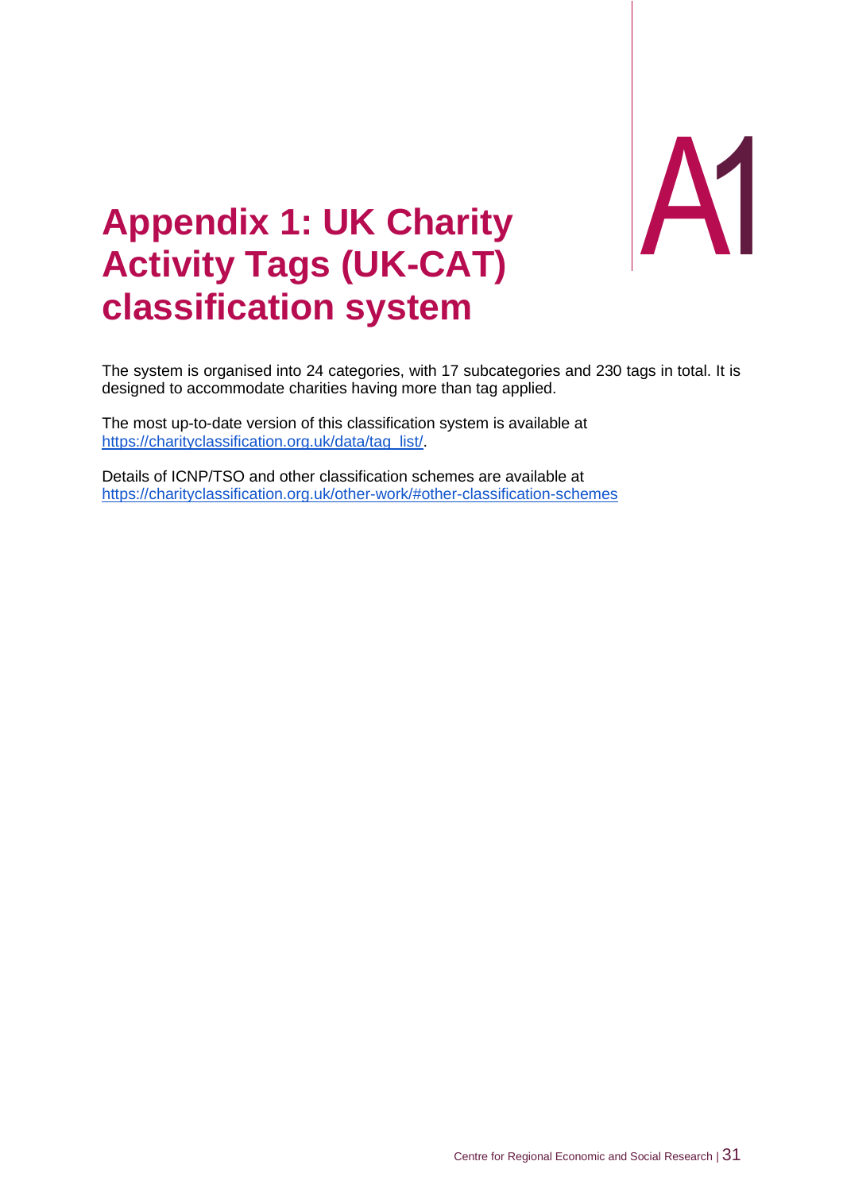# Appendix 1: UK Charity Activity Tags (UK-CAT) classification system

A1

The system is organised into 24 categories, with 17 subcategories and 230 tags in total. It is designed to accommodate charities having more than tag applied.

The most up-to-date version of this classification system is available at https://charityclassification.org.uk/data/tag_list/.

Details of ICNP/TSO and other classification schemes are available at https://charityclassification.org.uk/other-work/#other-classification-schemes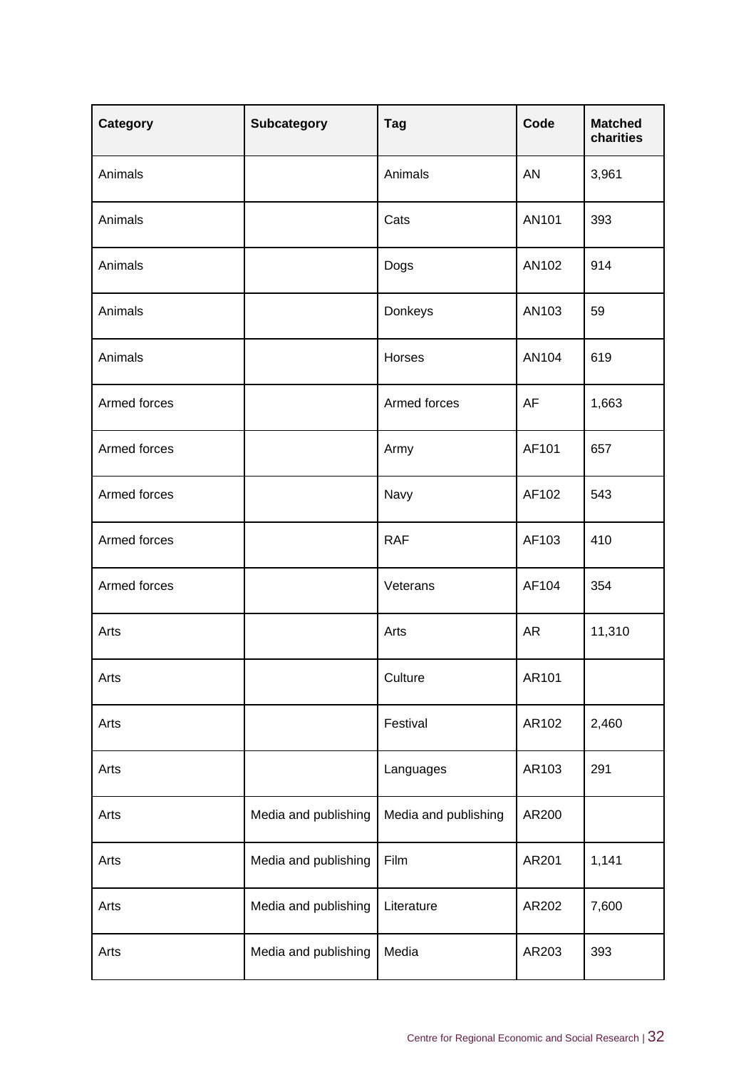| Category | Subcategory | Tag | Code | Matched charities |
|---|---|---|---|---|
| Animals | | Animals | AN | 3,961 |
| Animals | | Cats | AN101 | 393 |
| Animals | | Dogs | AN102 | 914 |
| Animals | | Donkeys | AN103 | 59 |
| Animals | | Horses | AN104 | 619 |
| Armed forces | | Armed forces | AF | 1,663 |
| Armed forces | | Army | AF101 | 657 |
| Armed forces | | Navy | AF102 | 543 |
| Armed forces | | RAF | AF103 | 410 |
| Armed forces | | Veterans | AF104 | 354 |
| Arts | | Arts | AR | 11,310 |
| Arts | | Culture | AR101 | |
| Arts | | Festival | AR102 | 2,460 |
| Arts | | Languages | AR103 | 291 |
| Arts | Media and publishing | Media and publishing | AR200 | |
| Arts | Media and publishing | Film | AR201 | 1,141 |
| Arts | Media and publishing | Literature | AR202 | 7,600 |
| Arts | Media and publishing | Media | AR203 | 393 |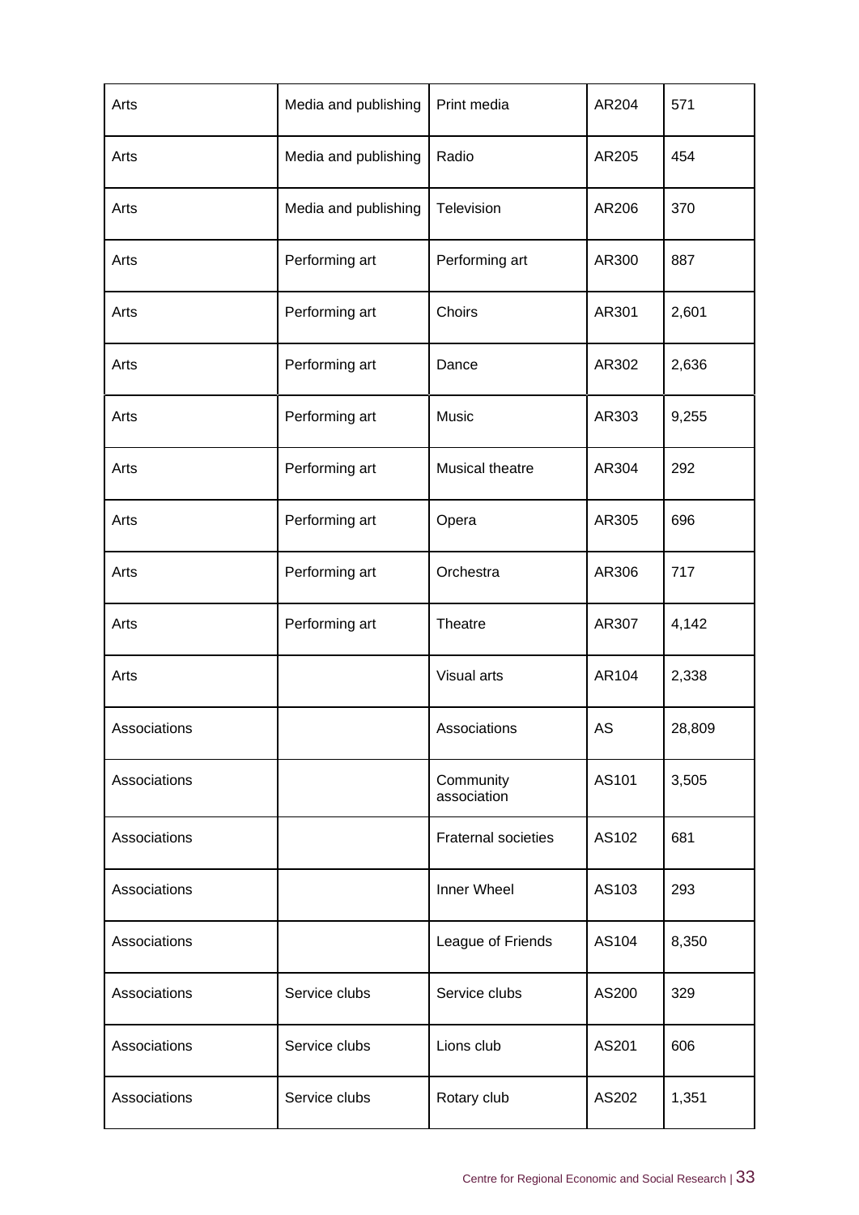| | | | | |
|---|---|---|---|---|
| Arts | Media and publishing | Print media | AR204 | 571 |
| Arts | Media and publishing | Radio | AR205 | 454 |
| Arts | Media and publishing | Television | AR206 | 370 |
| Arts | Performing art | Performing art | AR300 | 887 |
| Arts | Performing art | Choirs | AR301 | 2,601 |
| Arts | Performing art | Dance | AR302 | 2,636 |
| Arts | Performing art | Music | AR303 | 9,255 |
| Arts | Performing art | Musical theatre | AR304 | 292 |
| Arts | Performing art | Opera | AR305 | 696 |
| Arts | Performing art | Orchestra | AR306 | 717 |
| Arts | Performing art | Theatre | AR307 | 4,142 |
| Arts | | Visual arts | AR104 | 2,338 |
| Associations | | Associations | AS | 28,809 |
| Associations | | Community association | AS101 | 3,505 |
| Associations | | Fraternal societies | AS102 | 681 |
| Associations | | Inner Wheel | AS103 | 293 |
| Associations | | League of Friends | AS104 | 8,350 |
| Associations | Service clubs | Service clubs | AS200 | 329 |
| Associations | Service clubs | Lions club | AS201 | 606 |
| Associations | Service clubs | Rotary club | AS202 | 1,351 |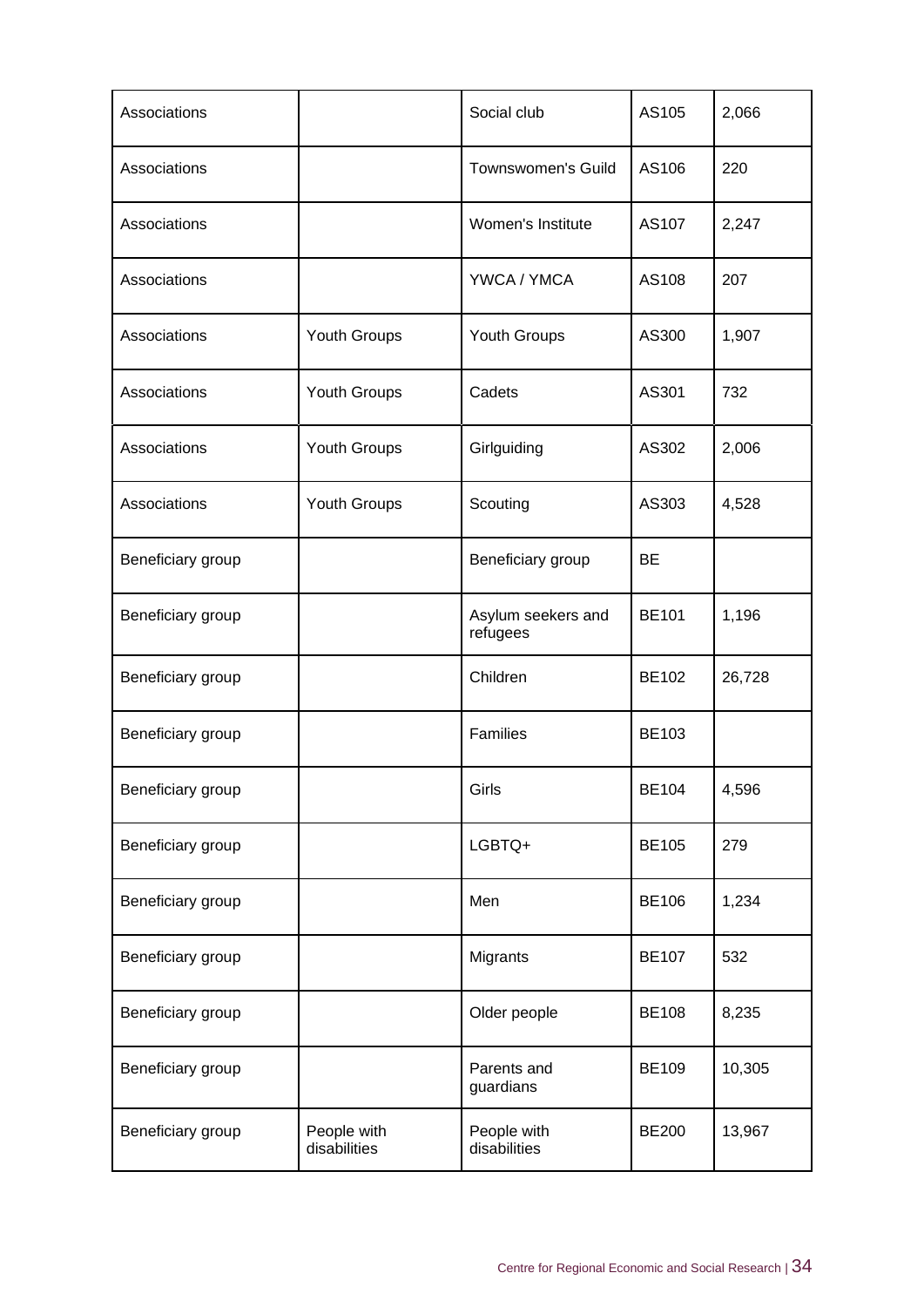| | | | | |
|---|---|---|---|---|
| Associations | | Social club | AS105 | 2,066 |
| Associations | | Townswomen's Guild | AS106 | 220 |
| Associations | | Women's Institute | AS107 | 2,247 |
| Associations | | YWCA / YMCA | AS108 | 207 |
| Associations | Youth Groups | Youth Groups | AS300 | 1,907 |
| Associations | Youth Groups | Cadets | AS301 | 732 |
| Associations | Youth Groups | Girlguiding | AS302 | 2,006 |
| Associations | Youth Groups | Scouting | AS303 | 4,528 |
| Beneficiary group | | Beneficiary group | BE | |
| Beneficiary group | | Asylum seekers and refugees | BE101 | 1,196 |
| Beneficiary group | | Children | BE102 | 26,728 |
| Beneficiary group | | Families | BE103 | |
| Beneficiary group | | Girls | BE104 | 4,596 |
| Beneficiary group | | LGBTQ+ | BE105 | 279 |
| Beneficiary group | | Men | BE106 | 1,234 |
| Beneficiary group | | Migrants | BE107 | 532 |
| Beneficiary group | | Older people | BE108 | 8,235 |
| Beneficiary group | | Parents and guardians | BE109 | 10,305 |
| Beneficiary group | People with disabilities | People with disabilities | BE200 | 13,967 |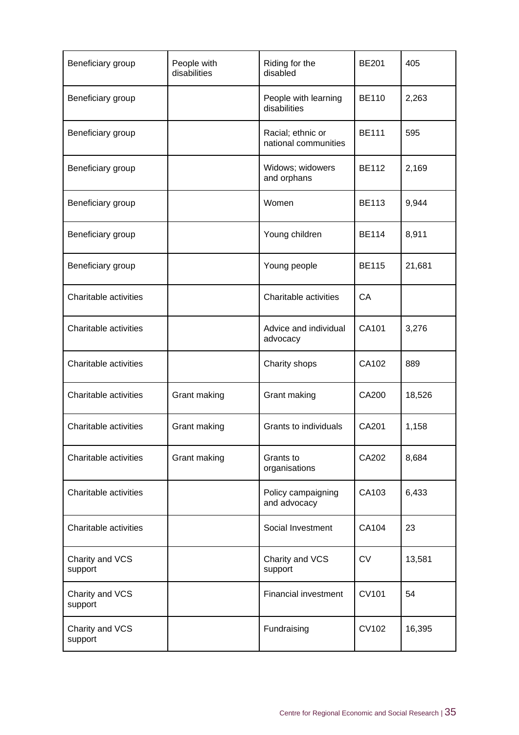| Beneficiary group | People with disabilities | Riding for the disabled | BE201 | 405 |
|---|---|---|---|---|
| Beneficiary group | | People with learning disabilities | BE110 | 2,263 |
| Beneficiary group | | Racial; ethnic or national communities | BE111 | 595 |
| Beneficiary group | | Widows; widowers and orphans | BE112 | 2,169 |
| Beneficiary group | | Women | BE113 | 9,944 |
| Beneficiary group | | Young children | BE114 | 8,911 |
| Beneficiary group | | Young people | BE115 | 21,681 |
| Charitable activities | | Charitable activities | CA | |
| Charitable activities | | Advice and individual advocacy | CA101 | 3,276 |
| Charitable activities | | Charity shops | CA102 | 889 |
| Charitable activities | Grant making | Grant making | CA200 | 18,526 |
| Charitable activities | Grant making | Grants to individuals | CA201 | 1,158 |
| Charitable activities | Grant making | Grants to organisations | CA202 | 8,684 |
| Charitable activities | | Policy campaigning and advocacy | CA103 | 6,433 |
| Charitable activities | | Social Investment | CA104 | 23 |
| Charity and VCS support | | Charity and VCS support | CV | 13,581 |
| Charity and VCS support | | Financial investment | CV101 | 54 |
| Charity and VCS support | | Fundraising | CV102 | 16,395 |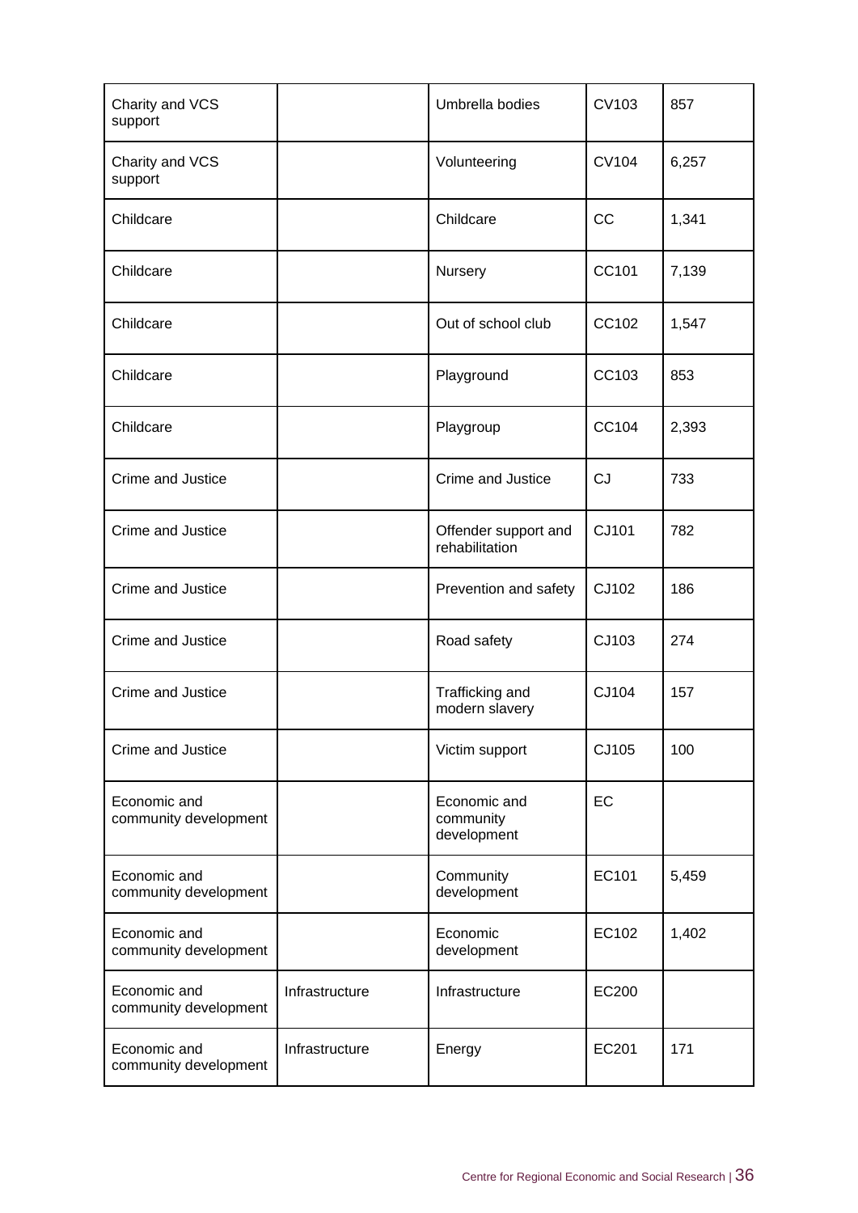| | | | | |
|---|---|---|---|---|
| Charity and VCS support | | Umbrella bodies | CV103 | 857 |
| Charity and VCS support | | Volunteering | CV104 | 6,257 |
| Childcare | | Childcare | CC | 1,341 |
| Childcare | | Nursery | CC101 | 7,139 |
| Childcare | | Out of school club | CC102 | 1,547 |
| Childcare | | Playground | CC103 | 853 |
| Childcare | | Playgroup | CC104 | 2,393 |
| Crime and Justice | | Crime and Justice | CJ | 733 |
| Crime and Justice | | Offender support and rehabilitation | CJ101 | 782 |
| Crime and Justice | | Prevention and safety | CJ102 | 186 |
| Crime and Justice | | Road safety | CJ103 | 274 |
| Crime and Justice | | Trafficking and modern slavery | CJ104 | 157 |
| Crime and Justice | | Victim support | CJ105 | 100 |
| Economic and community development | | Economic and community development | EC | |
| Economic and community development | | Community development | EC101 | 5,459 |
| Economic and community development | | Economic development | EC102 | 1,402 |
| Economic and community development | Infrastructure | Infrastructure | EC200 | |
| Economic and community development | Infrastructure | Energy | EC201 | 171 |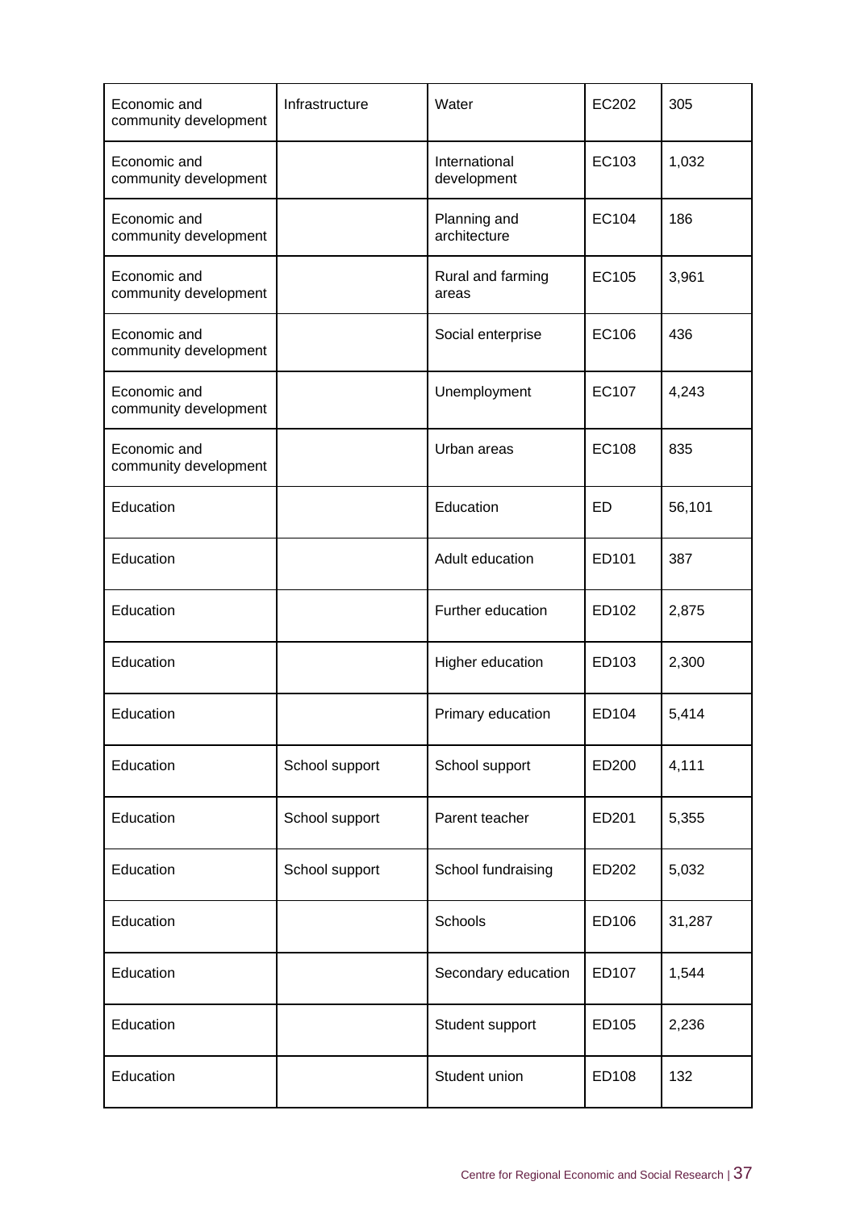| | | | | |
|---|---|---|---|---|
| Economic and community development | Infrastructure | Water | EC202 | 305 |
| Economic and community development | | International development | EC103 | 1,032 |
| Economic and community development | | Planning and architecture | EC104 | 186 |
| Economic and community development | | Rural and farming areas | EC105 | 3,961 |
| Economic and community development | | Social enterprise | EC106 | 436 |
| Economic and community development | | Unemployment | EC107 | 4,243 |
| Economic and community development | | Urban areas | EC108 | 835 |
| Education | | Education | ED | 56,101 |
| Education | | Adult education | ED101 | 387 |
| Education | | Further education | ED102 | 2,875 |
| Education | | Higher education | ED103 | 2,300 |
| Education | | Primary education | ED104 | 5,414 |
| Education | School support | School support | ED200 | 4,111 |
| Education | School support | Parent teacher | ED201 | 5,355 |
| Education | School support | School fundraising | ED202 | 5,032 |
| Education | | Schools | ED106 | 31,287 |
| Education | | Secondary education | ED107 | 1,544 |
| Education | | Student support | ED105 | 2,236 |
| Education | | Student union | ED108 | 132 |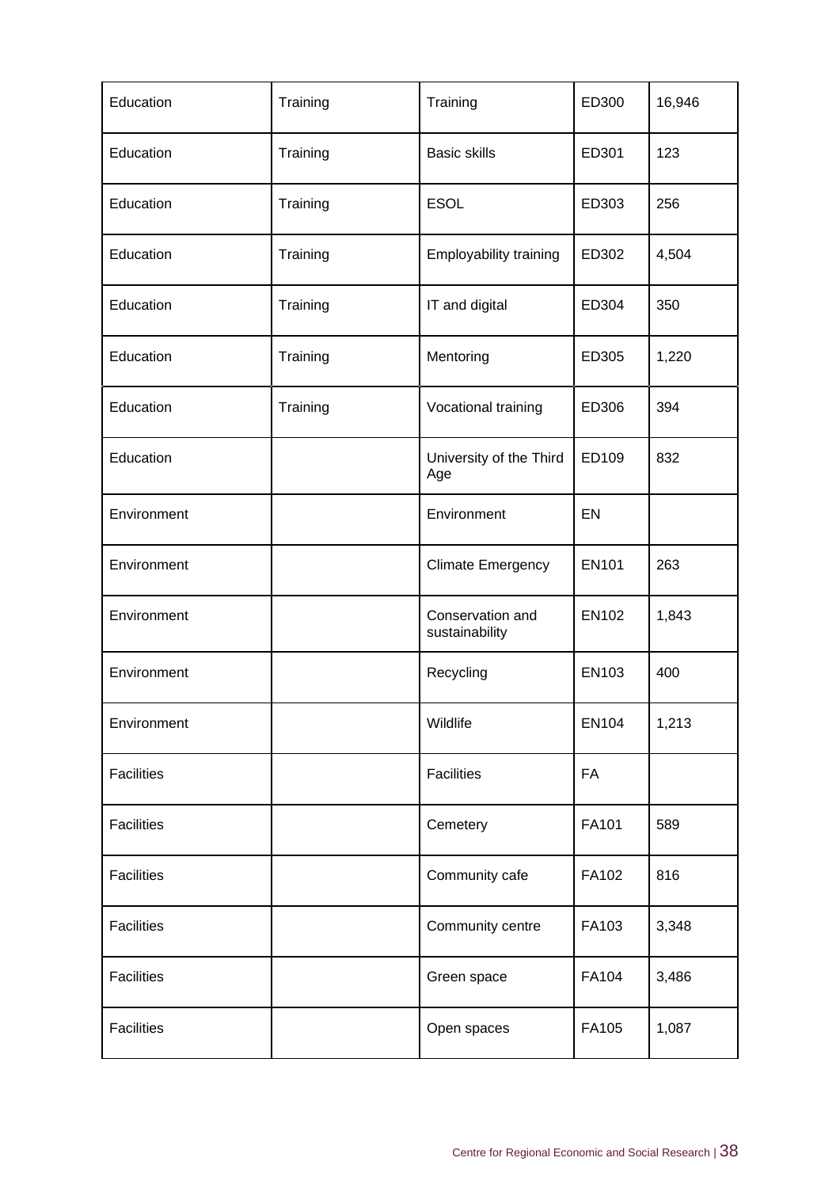| | | | | |
|---|---|---|---|---|
| Education | Training | Training | ED300 | 16,946 |
| Education | Training | Basic skills | ED301 | 123 |
| Education | Training | ESOL | ED303 | 256 |
| Education | Training | Employability training | ED302 | 4,504 |
| Education | Training | IT and digital | ED304 | 350 |
| Education | Training | Mentoring | ED305 | 1,220 |
| Education | Training | Vocational training | ED306 | 394 |
| Education | | University of the Third Age | ED109 | 832 |
| Environment | | Environment | EN | |
| Environment | | Climate Emergency | EN101 | 263 |
| Environment | | Conservation and sustainability | EN102 | 1,843 |
| Environment | | Recycling | EN103 | 400 |
| Environment | | Wildlife | EN104 | 1,213 |
| Facilities | | Facilities | FA | |
| Facilities | | Cemetery | FA101 | 589 |
| Facilities | | Community cafe | FA102 | 816 |
| Facilities | | Community centre | FA103 | 3,348 |
| Facilities | | Green space | FA104 | 3,486 |
| Facilities | | Open spaces | FA105 | 1,087 |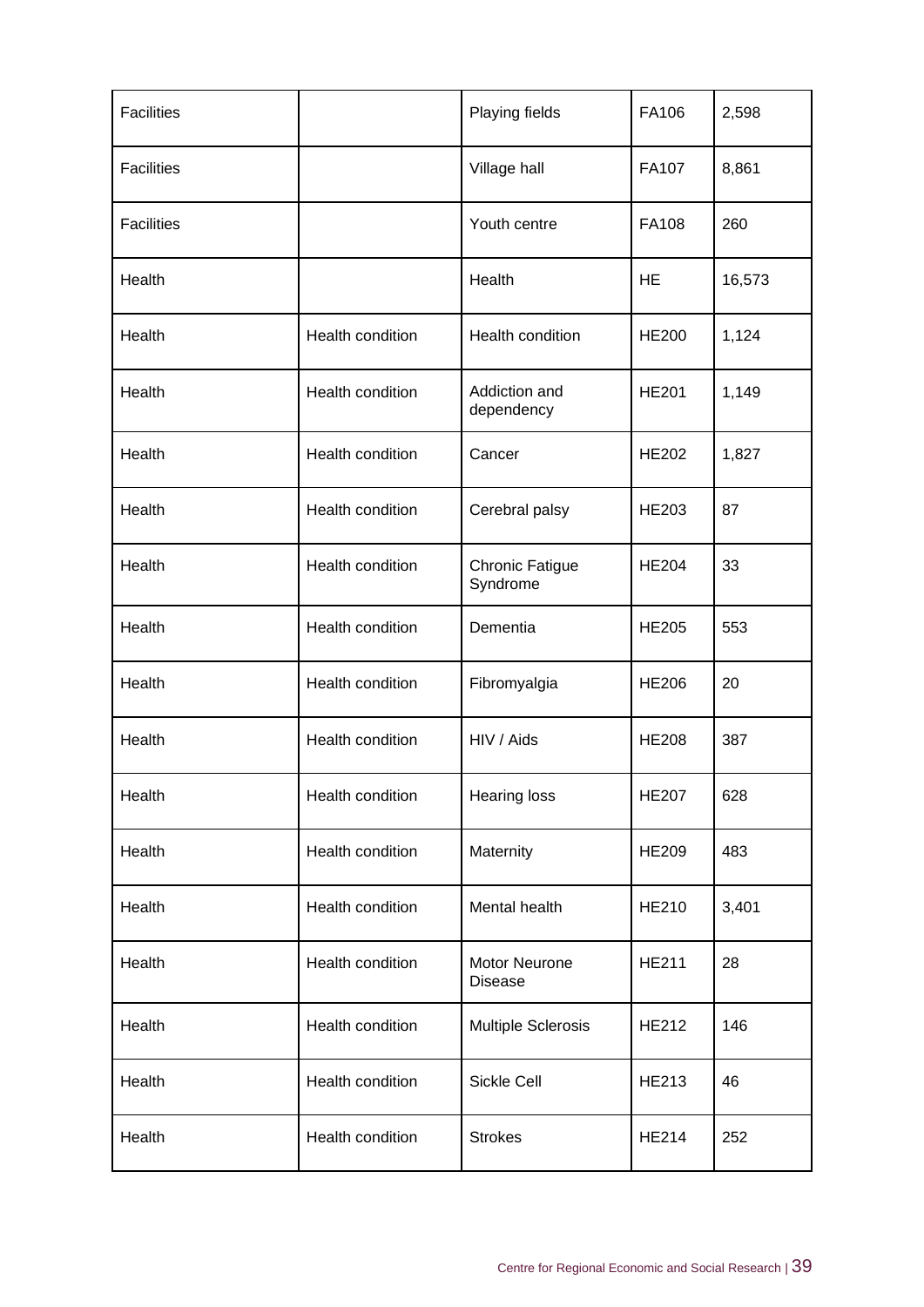| | | | | |
|---|---|---|---|---|
| Facilities | | Playing fields | FA106 | 2,598 |
| Facilities | | Village hall | FA107 | 8,861 |
| Facilities | | Youth centre | FA108 | 260 |
| Health | | Health | HE | 16,573 |
| Health | Health condition | Health condition | HE200 | 1,124 |
| Health | Health condition | Addiction and dependency | HE201 | 1,149 |
| Health | Health condition | Cancer | HE202 | 1,827 |
| Health | Health condition | Cerebral palsy | HE203 | 87 |
| Health | Health condition | Chronic Fatigue Syndrome | HE204 | 33 |
| Health | Health condition | Dementia | HE205 | 553 |
| Health | Health condition | Fibromyalgia | HE206 | 20 |
| Health | Health condition | HIV / Aids | HE208 | 387 |
| Health | Health condition | Hearing loss | HE207 | 628 |
| Health | Health condition | Maternity | HE209 | 483 |
| Health | Health condition | Mental health | HE210 | 3,401 |
| Health | Health condition | Motor Neurone Disease | HE211 | 28 |
| Health | Health condition | Multiple Sclerosis | HE212 | 146 |
| Health | Health condition | Sickle Cell | HE213 | 46 |
| Health | Health condition | Strokes | HE214 | 252 |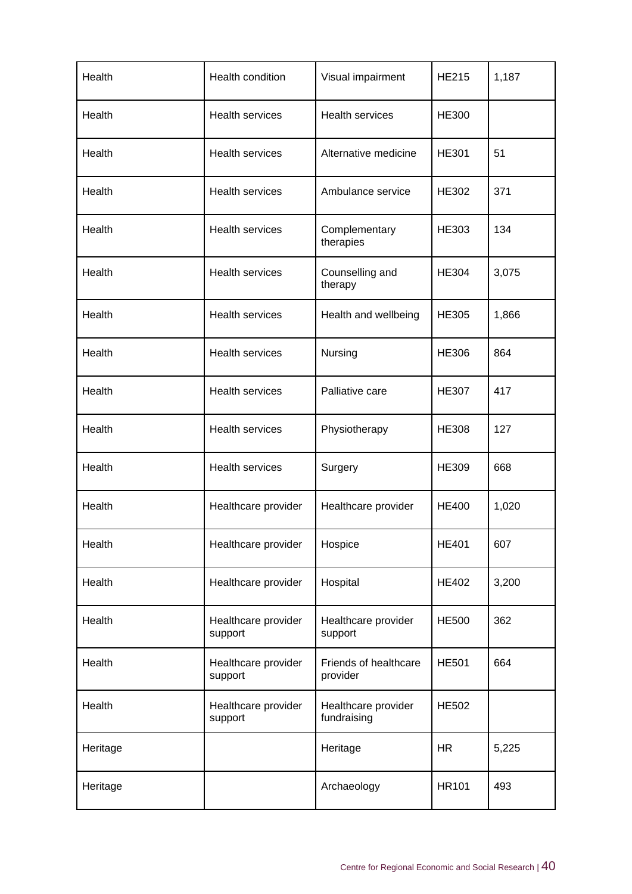| | | | | |
|---|---|---|---|---|
| Health | Health condition | Visual impairment | HE215 | 1,187 |
| Health | Health services | Health services | HE300 | |
| Health | Health services | Alternative medicine | HE301 | 51 |
| Health | Health services | Ambulance service | HE302 | 371 |
| Health | Health services | Complementary therapies | HE303 | 134 |
| Health | Health services | Counselling and therapy | HE304 | 3,075 |
| Health | Health services | Health and wellbeing | HE305 | 1,866 |
| Health | Health services | Nursing | HE306 | 864 |
| Health | Health services | Palliative care | HE307 | 417 |
| Health | Health services | Physiotherapy | HE308 | 127 |
| Health | Health services | Surgery | HE309 | 668 |
| Health | Healthcare provider | Healthcare provider | HE400 | 1,020 |
| Health | Healthcare provider | Hospice | HE401 | 607 |
| Health | Healthcare provider | Hospital | HE402 | 3,200 |
| Health | Healthcare provider support | Healthcare provider support | HE500 | 362 |
| Health | Healthcare provider support | Friends of healthcare provider | HE501 | 664 |
| Health | Healthcare provider support | Healthcare provider fundraising | HE502 | |
| Heritage | | Heritage | HR | 5,225 |
| Heritage | | Archaeology | HR101 | 493 |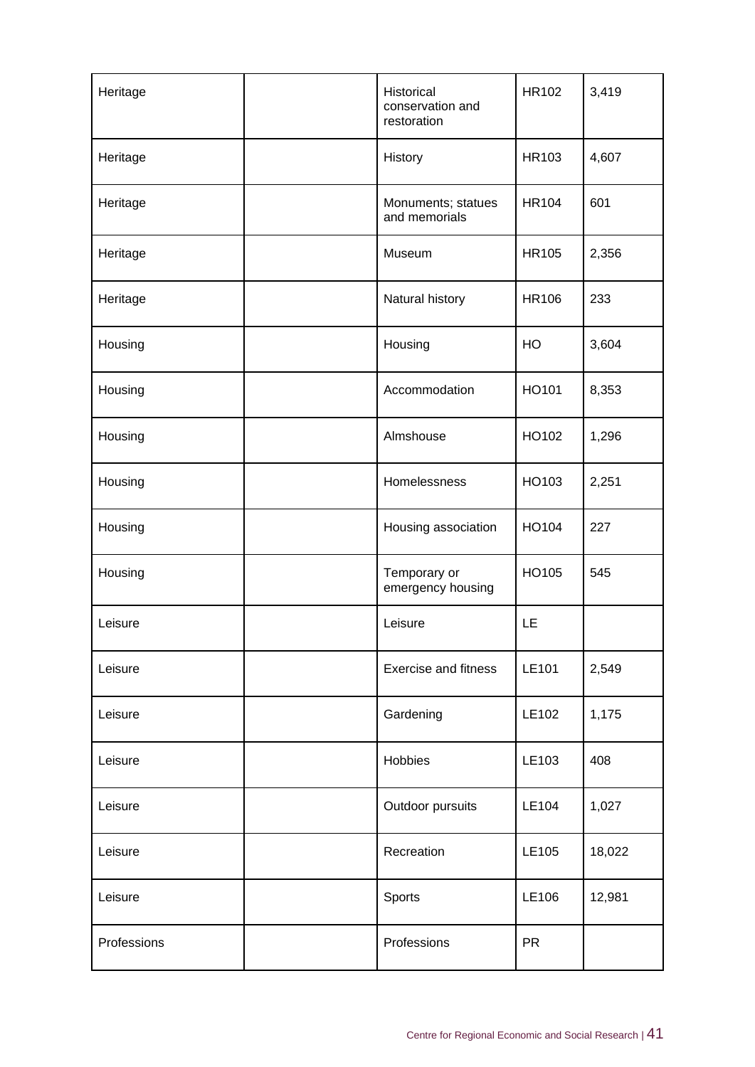| | | | | |
|---|---|---|---|---|
| Heritage | | Historical conservation and restoration | HR102 | 3,419 |
| Heritage | | History | HR103 | 4,607 |
| Heritage | | Monuments; statues and memorials | HR104 | 601 |
| Heritage | | Museum | HR105 | 2,356 |
| Heritage | | Natural history | HR106 | 233 |
| Housing | | Housing | HO | 3,604 |
| Housing | | Accommodation | HO101 | 8,353 |
| Housing | | Almshouse | HO102 | 1,296 |
| Housing | | Homelessness | HO103 | 2,251 |
| Housing | | Housing association | HO104 | 227 |
| Housing | | Temporary or emergency housing | HO105 | 545 |
| Leisure | | Leisure | LE | |
| Leisure | | Exercise and fitness | LE101 | 2,549 |
| Leisure | | Gardening | LE102 | 1,175 |
| Leisure | | Hobbies | LE103 | 408 |
| Leisure | | Outdoor pursuits | LE104 | 1,027 |
| Leisure | | Recreation | LE105 | 18,022 |
| Leisure | | Sports | LE106 | 12,981 |
| Professions | | Professions | PR | |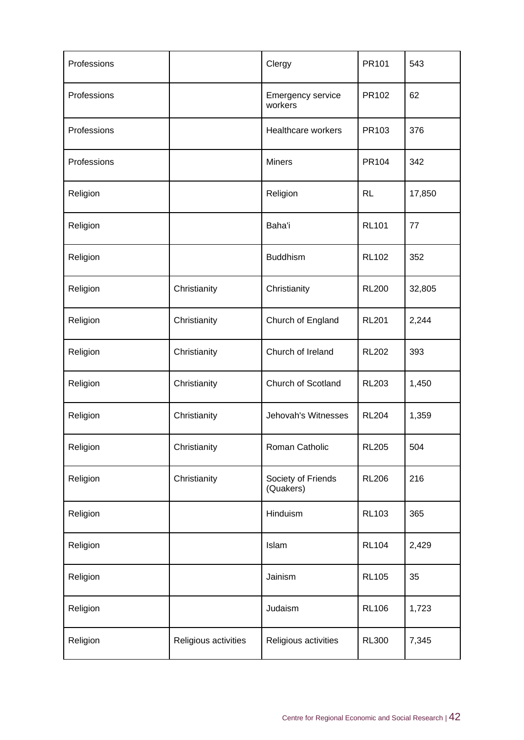| | | | | |
|---|---|---|---|---|
| Professions | | Clergy | PR101 | 543 |
| Professions | | Emergency service workers | PR102 | 62 |
| Professions | | Healthcare workers | PR103 | 376 |
| Professions | | Miners | PR104 | 342 |
| Religion | | Religion | RL | 17,850 |
| Religion | | Baha'i | RL101 | 77 |
| Religion | | Buddhism | RL102 | 352 |
| Religion | Christianity | Christianity | RL200 | 32,805 |
| Religion | Christianity | Church of England | RL201 | 2,244 |
| Religion | Christianity | Church of Ireland | RL202 | 393 |
| Religion | Christianity | Church of Scotland | RL203 | 1,450 |
| Religion | Christianity | Jehovah's Witnesses | RL204 | 1,359 |
| Religion | Christianity | Roman Catholic | RL205 | 504 |
| Religion | Christianity | Society of Friends (Quakers) | RL206 | 216 |
| Religion | | Hinduism | RL103 | 365 |
| Religion | | Islam | RL104 | 2,429 |
| Religion | | Jainism | RL105 | 35 |
| Religion | | Judaism | RL106 | 1,723 |
| Religion | Religious activities | Religious activities | RL300 | 7,345 |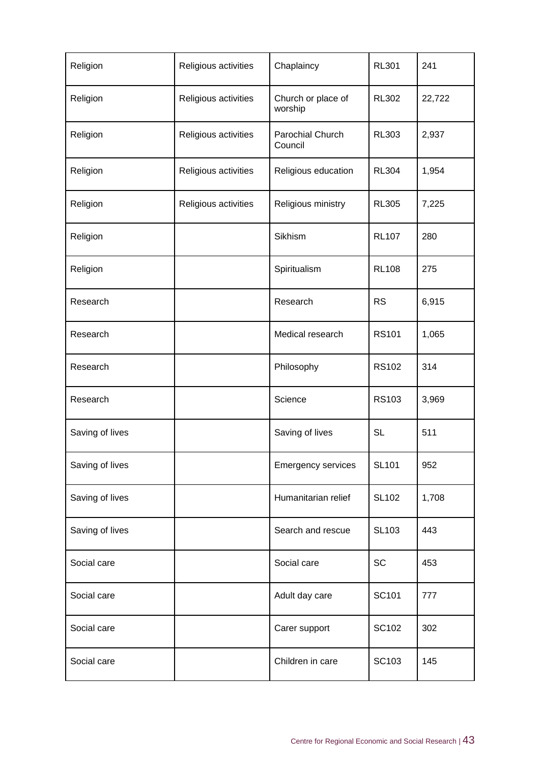| Religion | Religious activities | Chaplaincy | RL301 | 241 |
|---|---|---|---|---|
| Religion | Religious activities | Church or place of worship | RL302 | 22,722 |
| Religion | Religious activities | Parochial Church Council | RL303 | 2,937 |
| Religion | Religious activities | Religious education | RL304 | 1,954 |
| Religion | Religious activities | Religious ministry | RL305 | 7,225 |
| Religion | | Sikhism | RL107 | 280 |
| Religion | | Spiritualism | RL108 | 275 |
| Research | | Research | RS | 6,915 |
| Research | | Medical research | RS101 | 1,065 |
| Research | | Philosophy | RS102 | 314 |
| Research | | Science | RS103 | 3,969 |
| Saving of lives | | Saving of lives | SL | 511 |
| Saving of lives | | Emergency services | SL101 | 952 |
| Saving of lives | | Humanitarian relief | SL102 | 1,708 |
| Saving of lives | | Search and rescue | SL103 | 443 |
| Social care | | Social care | SC | 453 |
| Social care | | Adult day care | SC101 | 777 |
| Social care | | Carer support | SC102 | 302 |
| Social care | | Children in care | SC103 | 145 |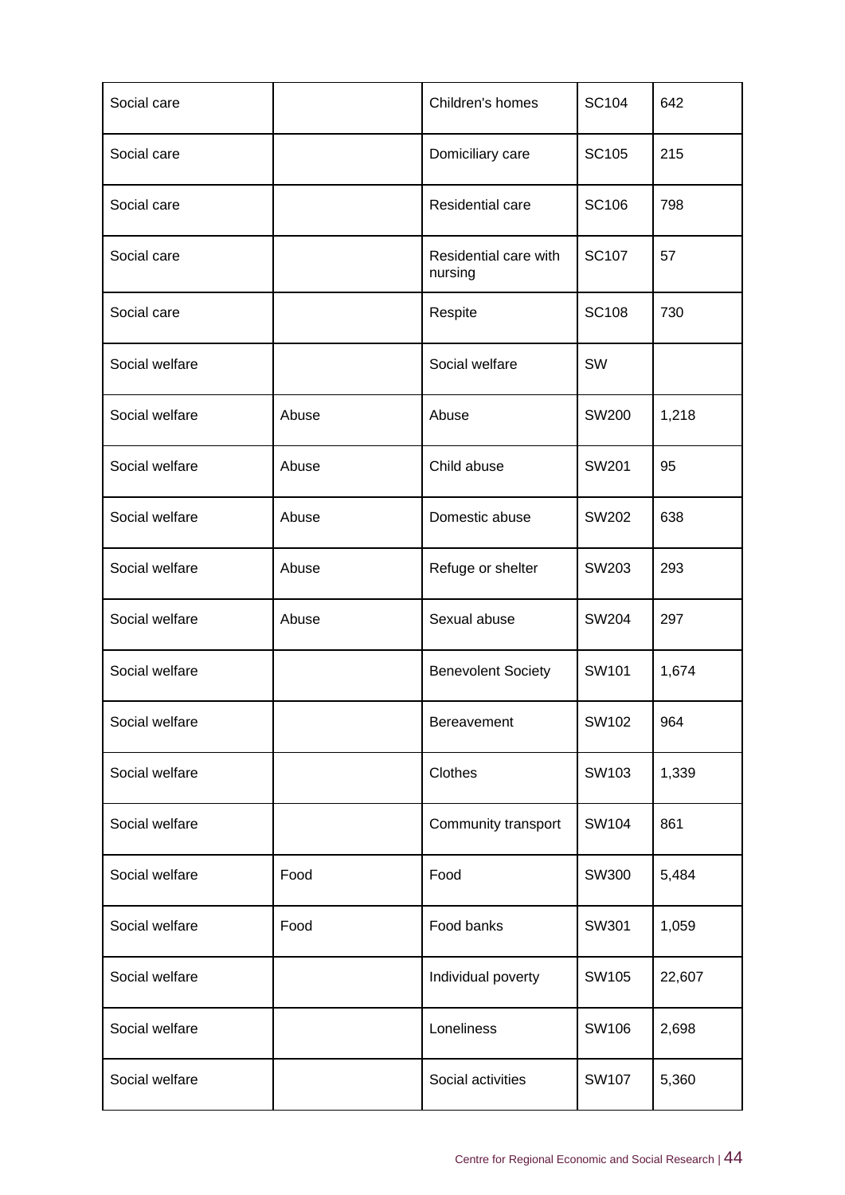| | | | | |
|---|---|---|---|---|
| Social care | | Children's homes | SC104 | 642 |
| Social care | | Domiciliary care | SC105 | 215 |
| Social care | | Residential care | SC106 | 798 |
| Social care | | Residential care with nursing | SC107 | 57 |
| Social care | | Respite | SC108 | 730 |
| Social welfare | | Social welfare | SW | |
| Social welfare | Abuse | Abuse | SW200 | 1,218 |
| Social welfare | Abuse | Child abuse | SW201 | 95 |
| Social welfare | Abuse | Domestic abuse | SW202 | 638 |
| Social welfare | Abuse | Refuge or shelter | SW203 | 293 |
| Social welfare | Abuse | Sexual abuse | SW204 | 297 |
| Social welfare | | Benevolent Society | SW101 | 1,674 |
| Social welfare | | Bereavement | SW102 | 964 |
| Social welfare | | Clothes | SW103 | 1,339 |
| Social welfare | | Community transport | SW104 | 861 |
| Social welfare | Food | Food | SW300 | 5,484 |
| Social welfare | Food | Food banks | SW301 | 1,059 |
| Social welfare | | Individual poverty | SW105 | 22,607 |
| Social welfare | | Loneliness | SW106 | 2,698 |
| Social welfare | | Social activities | SW107 | 5,360 |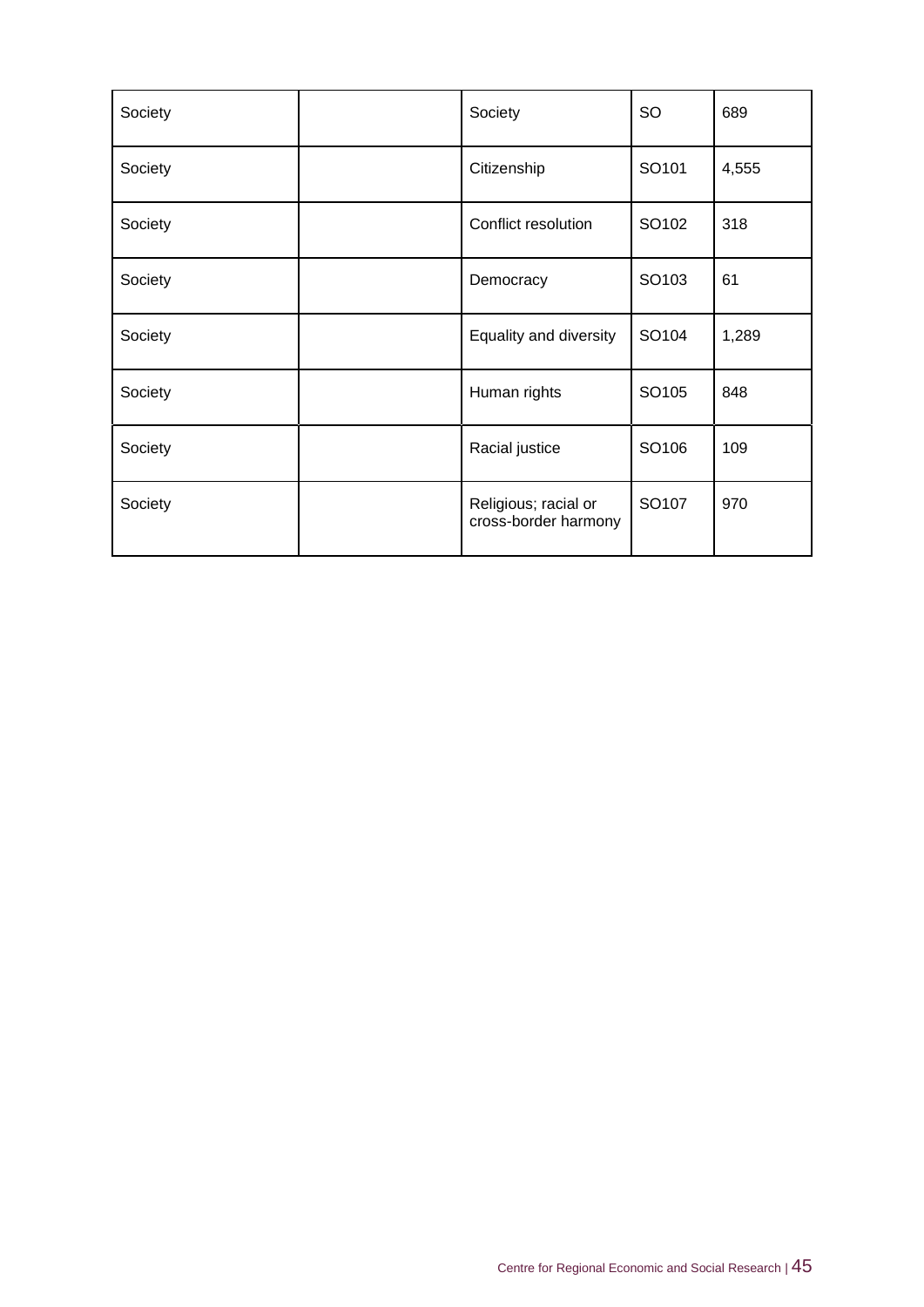| | | | | |
|---|---|---|---|---|
| Society | | Society | SO | 689 |
| Society | | Citizenship | SO101 | 4,555 |
| Society | | Conflict resolution | SO102 | 318 |
| Society | | Democracy | SO103 | 61 |
| Society | | Equality and diversity | SO104 | 1,289 |
| Society | | Human rights | SO105 | 848 |
| Society | | Racial justice | SO106 | 109 |
| Society | | Religious; racial or cross-border harmony | SO107 | 970 |